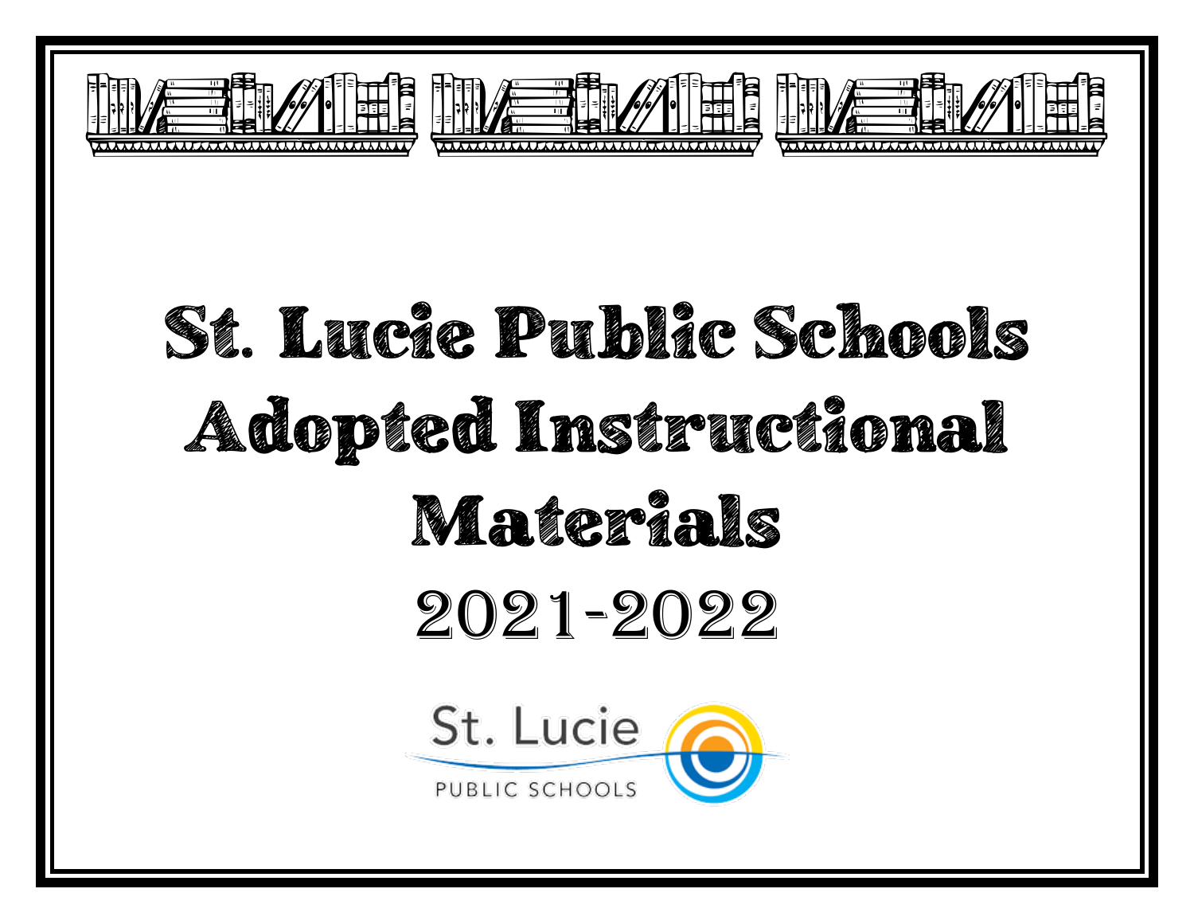# St. Lucie Public Schools Adopted Instructional Materials

## 2021-2022

St. Lucie PUBLIC SCHOOLS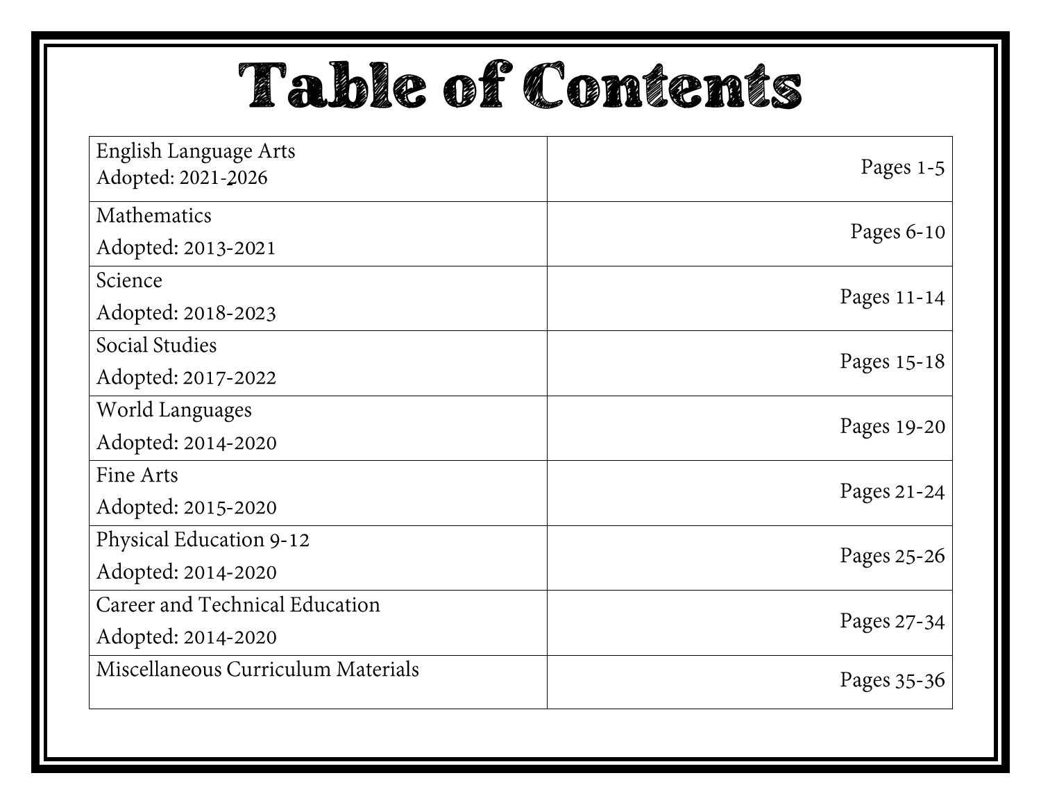# Table of Contents

| | |
|---|---|
| English Language Arts<br>Adopted: 2021-2026 | Pages 1-5 |
| Mathematics<br>Adopted: 2013-2021 | Pages 6-10 |
| Science<br>Adopted: 2018-2023 | Pages 11-14 |
| Social Studies<br>Adopted: 2017-2022 | Pages 15-18 |
| World Languages<br>Adopted: 2014-2020 | Pages 19-20 |
| Fine Arts<br>Adopted: 2015-2020 | Pages 21-24 |
| Physical Education 9-12<br>Adopted: 2014-2020 | Pages 25-26 |
| Career and Technical Education<br>Adopted: 2014-2020 | Pages 27-34 |
| Miscellaneous Curriculum Materials | Pages 35-36 |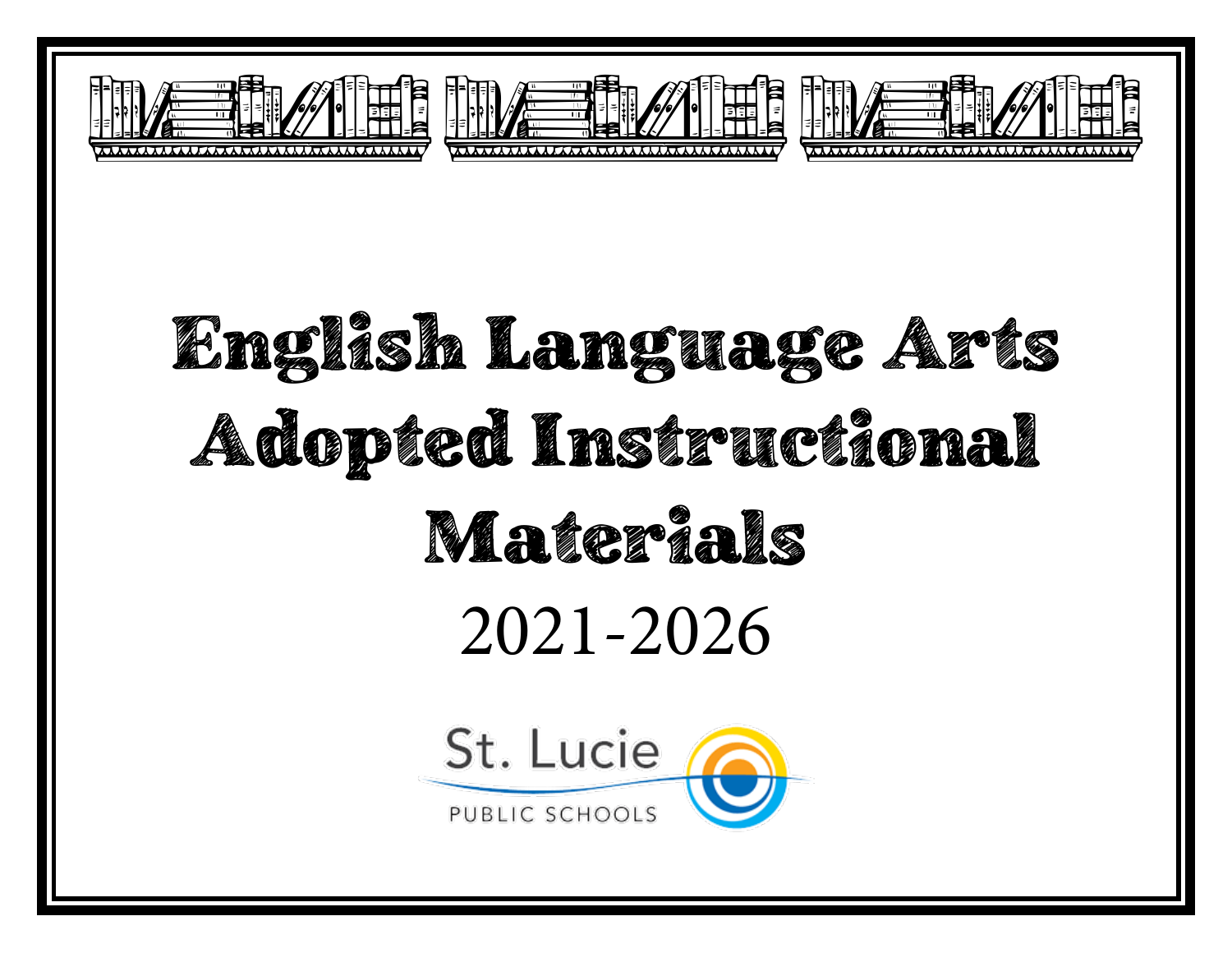# English Language Arts Adopted Instructional Materials

2021-2026

St. Lucie

PUBLIC SCHOOLS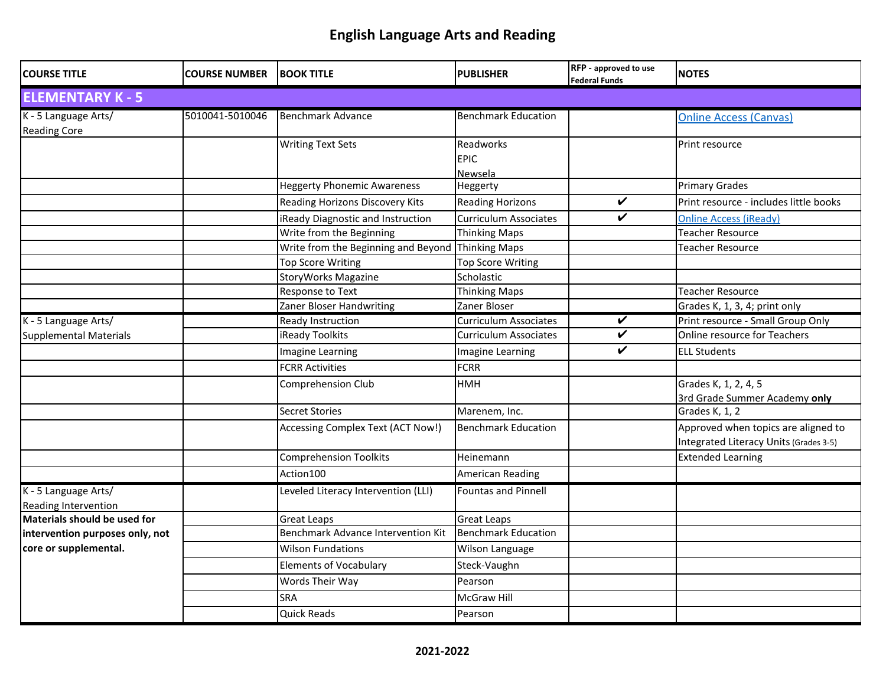# English Language Arts and Reading

| COURSE TITLE | COURSE NUMBER | BOOK TITLE | PUBLISHER | RFP - approved to use Federal Funds | NOTES |
|---|---|---|---|---|---|
| **ELEMENTARY K - 5** | | | | | |
| K - 5 Language Arts/ Reading Core | 5010041-5010046 | Benchmark Advance | Benchmark Education | | Online Access (Canvas) |
| | | Writing Text Sets | Readworks EPIC Newsela | | Print resource |
| | | Heggerty Phonemic Awareness | Heggerty | | Primary Grades |
| | | Reading Horizons Discovery Kits | Reading Horizons | ✔ | Print resource - includes little books |
| | | iReady Diagnostic and Instruction | Curriculum Associates | ✔ | Online Access (iReady) |
| | | Write from the Beginning | Thinking Maps | | Teacher Resource |
| | | Write from the Beginning and Beyond | Thinking Maps | | Teacher Resource |
| | | Top Score Writing | Top Score Writing | | |
| | | StoryWorks Magazine | Scholastic | | |
| | | Response to Text | Thinking Maps | | Teacher Resource |
| | | Zaner Bloser Handwriting | Zaner Bloser | | Grades K, 1, 3, 4; print only |
| K - 5 Language Arts/ Supplemental Materials | | Ready Instruction | Curriculum Associates | ✔ | Print resource - Small Group Only |
| | | iReady Toolkits | Curriculum Associates | ✔ | Online resource for Teachers |
| | | Imagine Learning | Imagine Learning | ✔ | ELL Students |
| | | FCRR Activities | FCRR | | |
| | | Comprehension Club | HMH | | Grades K, 1, 2, 4, 5 3rd Grade Summer Academy **only** |
| | | Secret Stories | Marenem, Inc. | | Grades K, 1, 2 |
| | | Accessing Complex Text (ACT Now!) | Benchmark Education | | Approved when topics are aligned to Integrated Literacy Units (Grades 3-5) |
| | | Comprehension Toolkits | Heinemann | | Extended Learning |
| | | Action100 | American Reading | | |
| K - 5 Language Arts/ Reading Intervention | | Leveled Literacy Intervention (LLI) | Fountas and Pinnell | | |
| **Materials should be used for intervention purposes only, not core or supplemental.** | | Great Leaps | Great Leaps | | |
| | | Benchmark Advance Intervention Kit | Benchmark Education | | |
| | | Wilson Fundations | Wilson Language | | |
| | | Elements of Vocabulary | Steck-Vaughn | | |
| | | Words Their Way | Pearson | | |
| | | SRA | McGraw Hill | | |
| | | Quick Reads | Pearson | | |

**2021-2022**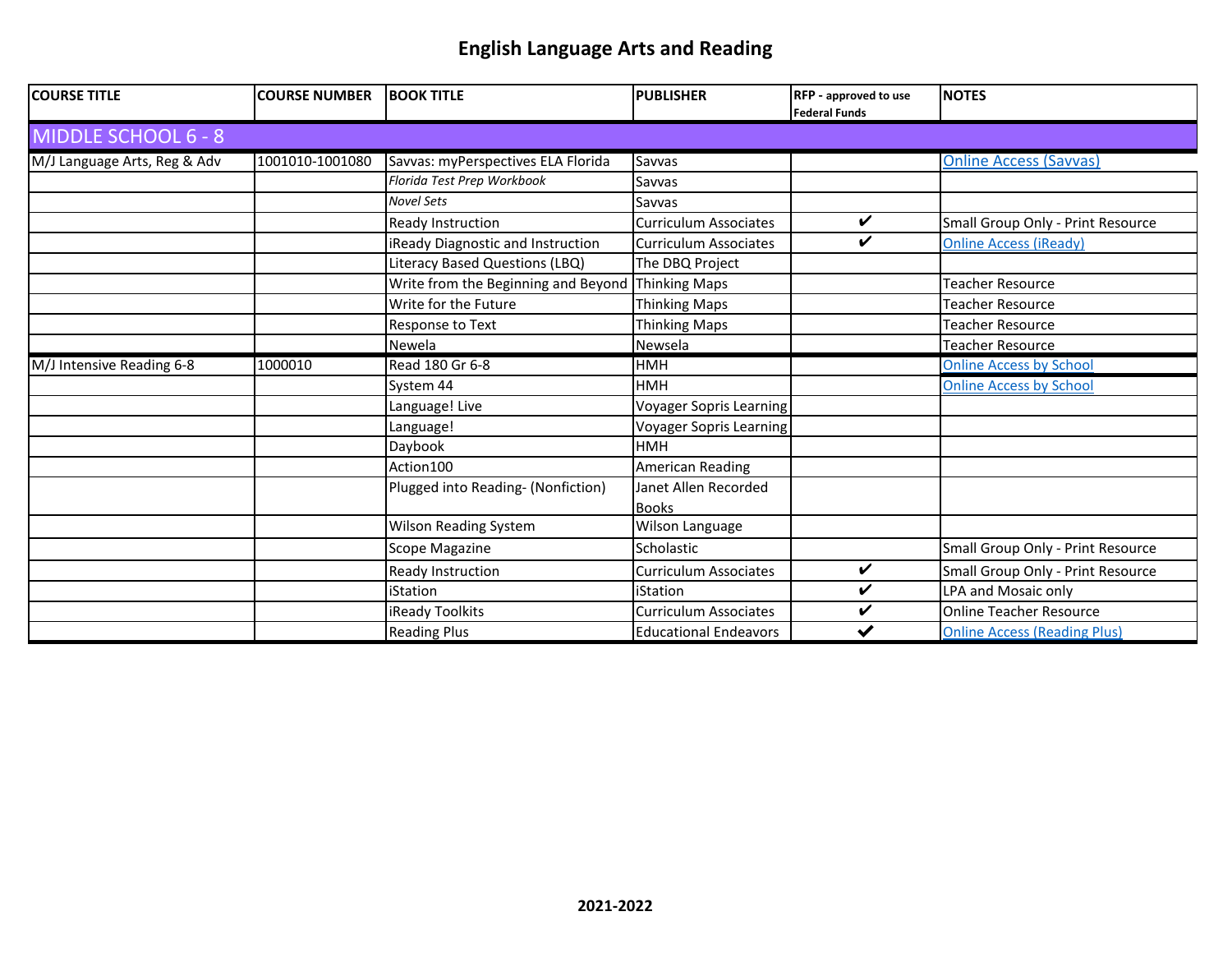# English Language Arts and Reading

| COURSE TITLE | COURSE NUMBER | BOOK TITLE | PUBLISHER | RFP - approved to use Federal Funds | NOTES |
|---|---|---|---|---|---|
| MIDDLE SCHOOL 6 - 8 | | | | | |
| M/J Language Arts, Reg & Adv | 1001010-1001080 | Savvas: myPerspectives ELA Florida | Savvas | | Online Access (Savvas) |
| | | *Florida Test Prep Workbook* | Savvas | | |
| | | *Novel Sets* | Savvas | | |
| | | Ready Instruction | Curriculum Associates | ✔ | Small Group Only - Print Resource |
| | | iReady Diagnostic and Instruction | Curriculum Associates | ✔ | Online Access (iReady) |
| | | Literacy Based Questions (LBQ) | The DBQ Project | | |
| | | Write from the Beginning and Beyond | Thinking Maps | | Teacher Resource |
| | | Write for the Future | Thinking Maps | | Teacher Resource |
| | | Response to Text | Thinking Maps | | Teacher Resource |
| | | Newela | Newsela | | Teacher Resource |
| M/J Intensive Reading 6-8 | 1000010 | Read 180 Gr 6-8 | HMH | | Online Access by School |
| | | System 44 | HMH | | Online Access by School |
| | | Language! Live | Voyager Sopris Learning | | |
| | | Language! | Voyager Sopris Learning | | |
| | | Daybook | HMH | | |
| | | Action100 | American Reading | | |
| | | Plugged into Reading- (Nonfiction) | Janet Allen Recorded Books | | |
| | | Wilson Reading System | Wilson Language | | |
| | | Scope Magazine | Scholastic | | Small Group Only - Print Resource |
| | | Ready Instruction | Curriculum Associates | ✔ | Small Group Only - Print Resource |
| | | iStation | iStation | ✔ | LPA and Mosaic only |
| | | iReady Toolkits | Curriculum Associates | ✔ | Online Teacher Resource |
| | | Reading Plus | Educational Endeavors | ✔ | Online Access (Reading Plus) |

2021-2022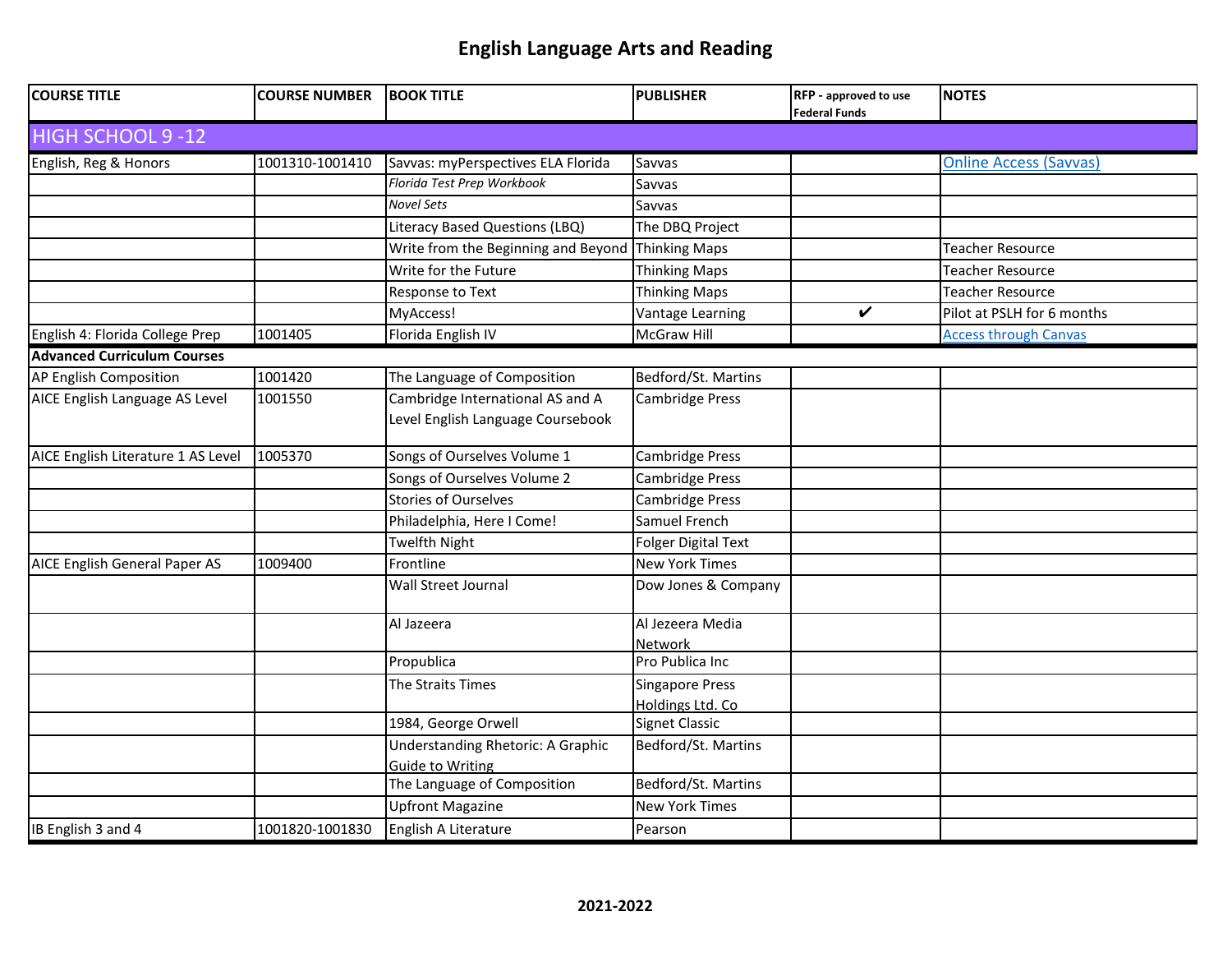# English Language Arts and Reading

| COURSE TITLE | COURSE NUMBER | BOOK TITLE | PUBLISHER | RFP - approved to use Federal Funds | NOTES |
|---|---|---|---|---|---|
| **HIGH SCHOOL 9 -12** | | | | | |
| English, Reg & Honors | 1001310-1001410 | Savvas: myPerspectives ELA Florida | Savvas | | Online Access (Savvas) |
| | | *Florida Test Prep Workbook* | Savvas | | |
| | | *Novel Sets* | Savvas | | |
| | | Literacy Based Questions (LBQ) | The DBQ Project | | |
| | | Write from the Beginning and Beyond | Thinking Maps | | Teacher Resource |
| | | Write for the Future | Thinking Maps | | Teacher Resource |
| | | Response to Text | Thinking Maps | | Teacher Resource |
| | | MyAccess! | Vantage Learning | ✔ | Pilot at PSLH for 6 months |
| English 4: Florida College Prep | 1001405 | Florida English IV | McGraw Hill | | Access through Canvas |
| **Advanced Curriculum Courses** | | | | | |
| AP English Composition | 1001420 | The Language of Composition | Bedford/St. Martins | | |
| AICE English Language AS Level | 1001550 | Cambridge International AS and A Level English Language Coursebook | Cambridge Press | | |
| AICE English Literature 1 AS Level | 1005370 | Songs of Ourselves Volume 1 | Cambridge Press | | |
| | | Songs of Ourselves Volume 2 | Cambridge Press | | |
| | | Stories of Ourselves | Cambridge Press | | |
| | | Philadelphia, Here I Come! | Samuel French | | |
| | | Twelfth Night | Folger Digital Text | | |
| AICE English General Paper AS | 1009400 | Frontline | New York Times | | |
| | | Wall Street Journal | Dow Jones & Company | | |
| | | Al Jazeera | Al Jezeera Media Network | | |
| | | Propublica | Pro Publica Inc | | |
| | | The Straits Times | Singapore Press Holdings Ltd. Co | | |
| | | 1984, George Orwell | Signet Classic | | |
| | | Understanding Rhetoric: A Graphic Guide to Writing | Bedford/St. Martins | | |
| | | The Language of Composition | Bedford/St. Martins | | |
| | | Upfront Magazine | New York Times | | |
| IB English 3 and 4 | 1001820-1001830 | English A Literature | Pearson | | |

2021-2022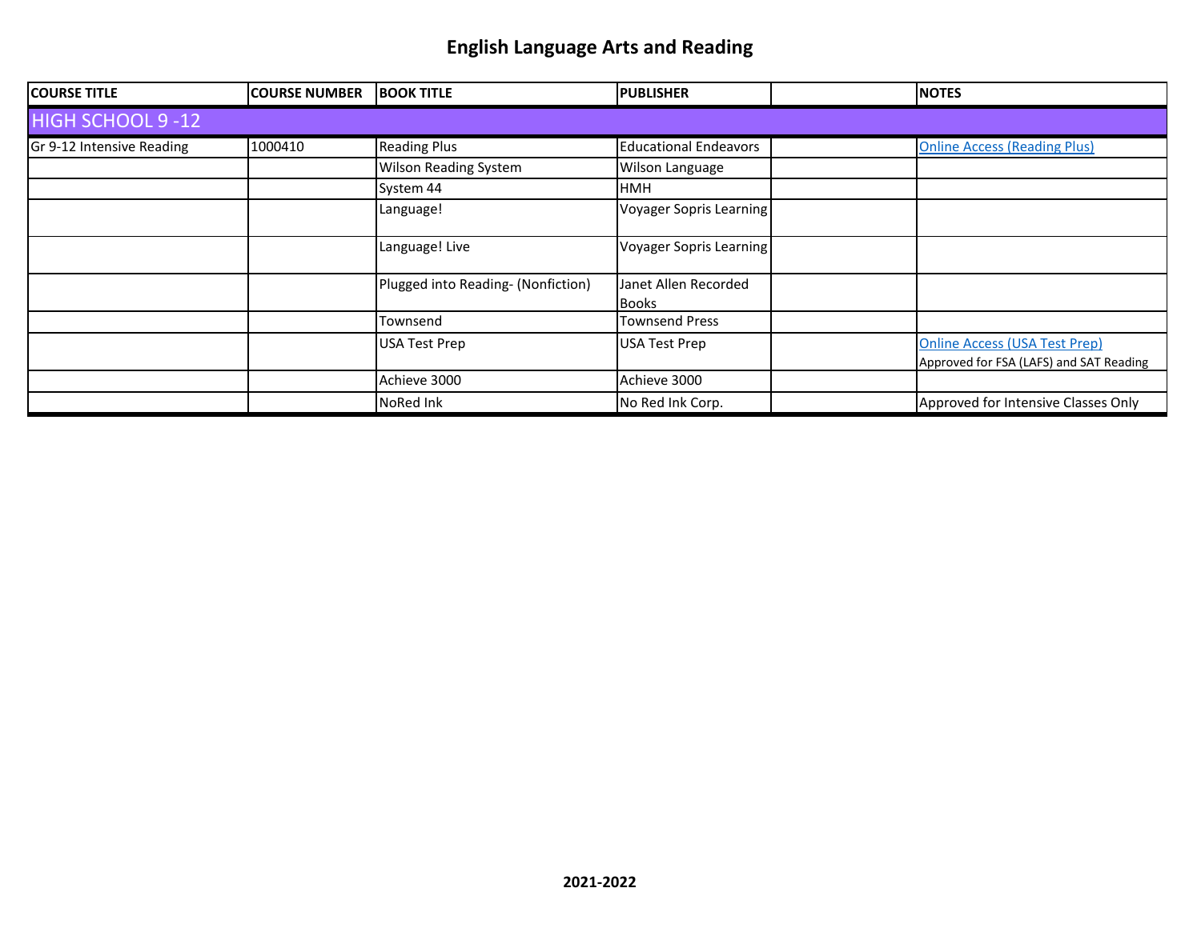# English Language Arts and Reading

| COURSE TITLE | COURSE NUMBER | BOOK TITLE | PUBLISHER | | NOTES |
|---|---|---|---|---|---|
| HIGH SCHOOL 9 -12 | | | | | |
| Gr 9-12 Intensive Reading | 1000410 | Reading Plus | Educational Endeavors | | Online Access (Reading Plus) |
| | | Wilson Reading System | Wilson Language | | |
| | | System 44 | HMH | | |
| | | Language! | Voyager Sopris Learning | | |
| | | Language! Live | Voyager Sopris Learning | | |
| | | Plugged into Reading- (Nonfiction) | Janet Allen Recorded Books | | |
| | | Townsend | Townsend Press | | |
| | | USA Test Prep | USA Test Prep | | Online Access (USA Test Prep) Approved for FSA (LAFS) and SAT Reading |
| | | Achieve 3000 | Achieve 3000 | | |
| | | NoRed Ink | No Red Ink Corp. | | Approved for Intensive Classes Only |

2021-2022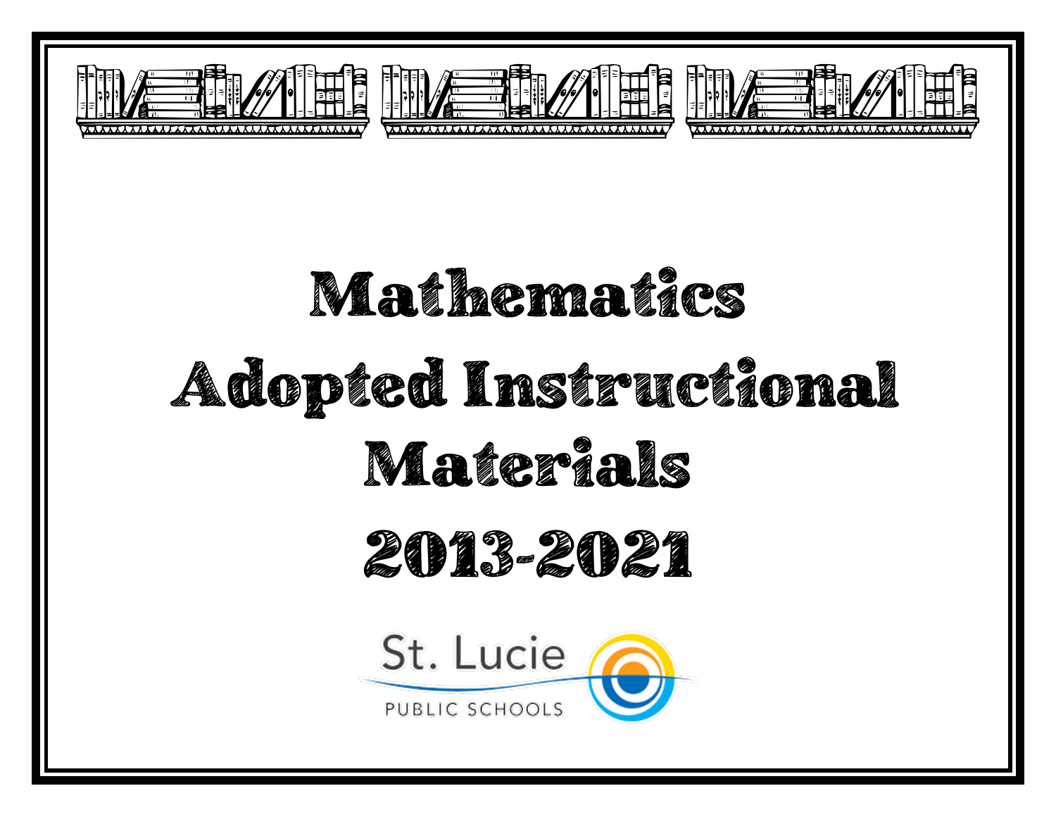# Mathematics Adopted Instructional Materials 2013-2021

St. Lucie PUBLIC SCHOOLS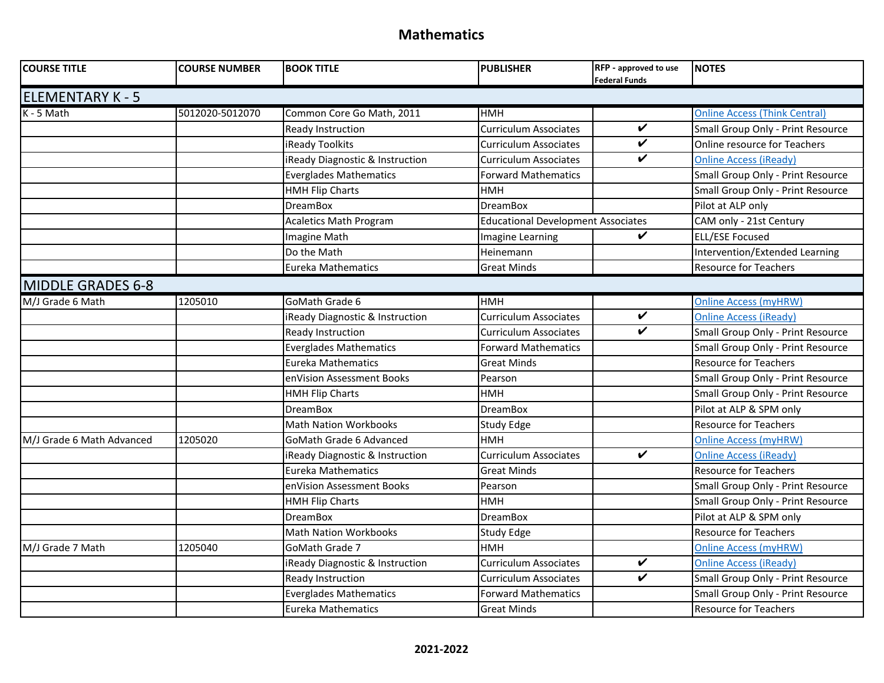# Mathematics

| COURSE TITLE | COURSE NUMBER | BOOK TITLE | PUBLISHER | RFP - approved to use Federal Funds | NOTES |
|---|---|---|---|---|---|
| ELEMENTARY K - 5 | | | | | |
| K - 5 Math | 5012020-5012070 | Common Core Go Math, 2011 | HMH | | Online Access (Think Central) |
| | | Ready Instruction | Curriculum Associates | ✔ | Small Group Only - Print Resource |
| | | iReady Toolkits | Curriculum Associates | ✔ | Online resource for Teachers |
| | | iReady Diagnostic & Instruction | Curriculum Associates | ✔ | Online Access (iReady) |
| | | Everglades Mathematics | Forward Mathematics | | Small Group Only - Print Resource |
| | | HMH Flip Charts | HMH | | Small Group Only - Print Resource |
| | | DreamBox | DreamBox | | Pilot at ALP only |
| | | Acaletics Math Program | Educational Development Associates | | CAM only - 21st Century |
| | | Imagine Math | Imagine Learning | ✔ | ELL/ESE Focused |
| | | Do the Math | Heinemann | | Intervention/Extended Learning |
| | | Eureka Mathematics | Great Minds | | Resource for Teachers |
| MIDDLE GRADES 6-8 | | | | | |
| M/J Grade 6 Math | 1205010 | GoMath Grade 6 | HMH | | Online Access (myHRW) |
| | | iReady Diagnostic & Instruction | Curriculum Associates | ✔ | Online Access (iReady) |
| | | Ready Instruction | Curriculum Associates | ✔ | Small Group Only - Print Resource |
| | | Everglades Mathematics | Forward Mathematics | | Small Group Only - Print Resource |
| | | Eureka Mathematics | Great Minds | | Resource for Teachers |
| | | enVision Assessment Books | Pearson | | Small Group Only - Print Resource |
| | | HMH Flip Charts | HMH | | Small Group Only - Print Resource |
| | | DreamBox | DreamBox | | Pilot at ALP & SPM only |
| | | Math Nation Workbooks | Study Edge | | Resource for Teachers |
| M/J Grade 6 Math Advanced | 1205020 | GoMath Grade 6 Advanced | HMH | | Online Access (myHRW) |
| | | iReady Diagnostic & Instruction | Curriculum Associates | ✔ | Online Access (iReady) |
| | | Eureka Mathematics | Great Minds | | Resource for Teachers |
| | | enVision Assessment Books | Pearson | | Small Group Only - Print Resource |
| | | HMH Flip Charts | HMH | | Small Group Only - Print Resource |
| | | DreamBox | DreamBox | | Pilot at ALP & SPM only |
| | | Math Nation Workbooks | Study Edge | | Resource for Teachers |
| M/J Grade 7 Math | 1205040 | GoMath Grade 7 | HMH | | Online Access (myHRW) |
| | | iReady Diagnostic & Instruction | Curriculum Associates | ✔ | Online Access (iReady) |
| | | Ready Instruction | Curriculum Associates | ✔ | Small Group Only - Print Resource |
| | | Everglades Mathematics | Forward Mathematics | | Small Group Only - Print Resource |
| | | Eureka Mathematics | Great Minds | | Resource for Teachers |

2021-2022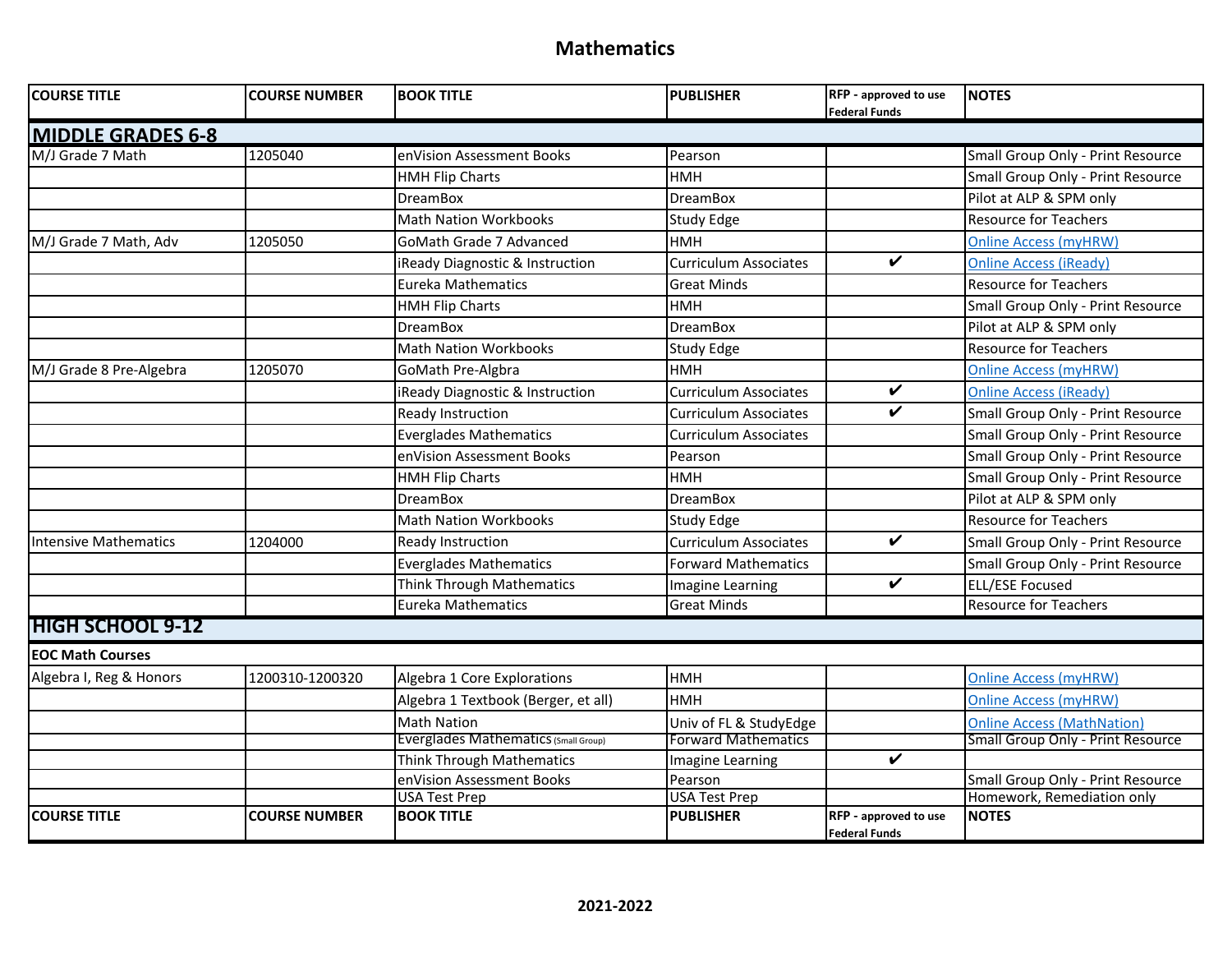# Mathematics

| COURSE TITLE | COURSE NUMBER | BOOK TITLE | PUBLISHER | RFP - approved to use Federal Funds | NOTES |
|---|---|---|---|---|---|
| **MIDDLE GRADES 6-8** | | | | | |
| M/J Grade 7 Math | 1205040 | enVision Assessment Books | Pearson | | Small Group Only - Print Resource |
| | | HMH Flip Charts | HMH | | Small Group Only - Print Resource |
| | | DreamBox | DreamBox | | Pilot at ALP & SPM only |
| | | Math Nation Workbooks | Study Edge | | Resource for Teachers |
| M/J Grade 7 Math, Adv | 1205050 | GoMath Grade 7 Advanced | HMH | | Online Access (myHRW) |
| | | iReady Diagnostic & Instruction | Curriculum Associates | ✔ | Online Access (iReady) |
| | | Eureka Mathematics | Great Minds | | Resource for Teachers |
| | | HMH Flip Charts | HMH | | Small Group Only - Print Resource |
| | | DreamBox | DreamBox | | Pilot at ALP & SPM only |
| | | Math Nation Workbooks | Study Edge | | Resource for Teachers |
| M/J Grade 8 Pre-Algebra | 1205070 | GoMath Pre-Algbra | HMH | | Online Access (myHRW) |
| | | iReady Diagnostic & Instruction | Curriculum Associates | ✔ | Online Access (iReady) |
| | | Ready Instruction | Curriculum Associates | ✔ | Small Group Only - Print Resource |
| | | Everglades Mathematics | Curriculum Associates | | Small Group Only - Print Resource |
| | | enVision Assessment Books | Pearson | | Small Group Only - Print Resource |
| | | HMH Flip Charts | HMH | | Small Group Only - Print Resource |
| | | DreamBox | DreamBox | | Pilot at ALP & SPM only |
| | | Math Nation Workbooks | Study Edge | | Resource for Teachers |
| Intensive Mathematics | 1204000 | Ready Instruction | Curriculum Associates | ✔ | Small Group Only - Print Resource |
| | | Everglades Mathematics | Forward Mathematics | | Small Group Only - Print Resource |
| | | Think Through Mathematics | Imagine Learning | ✔ | ELL/ESE Focused |
| | | Eureka Mathematics | Great Minds | | Resource for Teachers |
| **HIGH SCHOOL 9-12** | | | | | |
| **EOC Math Courses** | | | | | |
| Algebra I, Reg & Honors | 1200310-1200320 | Algebra 1 Core Explorations | HMH | | Online Access (myHRW) |
| | | Algebra 1 Textbook (Berger, et all) | HMH | | Online Access (myHRW) |
| | | Math Nation | Univ of FL & StudyEdge | | Online Access (MathNation) |
| | | Everglades Mathematics (Small Group) | Forward Mathematics | | Small Group Only - Print Resource |
| | | Think Through Mathematics | Imagine Learning | ✔ | |
| | | enVision Assessment Books | Pearson | | Small Group Only - Print Resource |
| | | USA Test Prep | USA Test Prep | | Homework, Remediation only |
| **COURSE TITLE** | **COURSE NUMBER** | **BOOK TITLE** | **PUBLISHER** | **RFP - approved to use Federal Funds** | **NOTES** |

**2021-2022**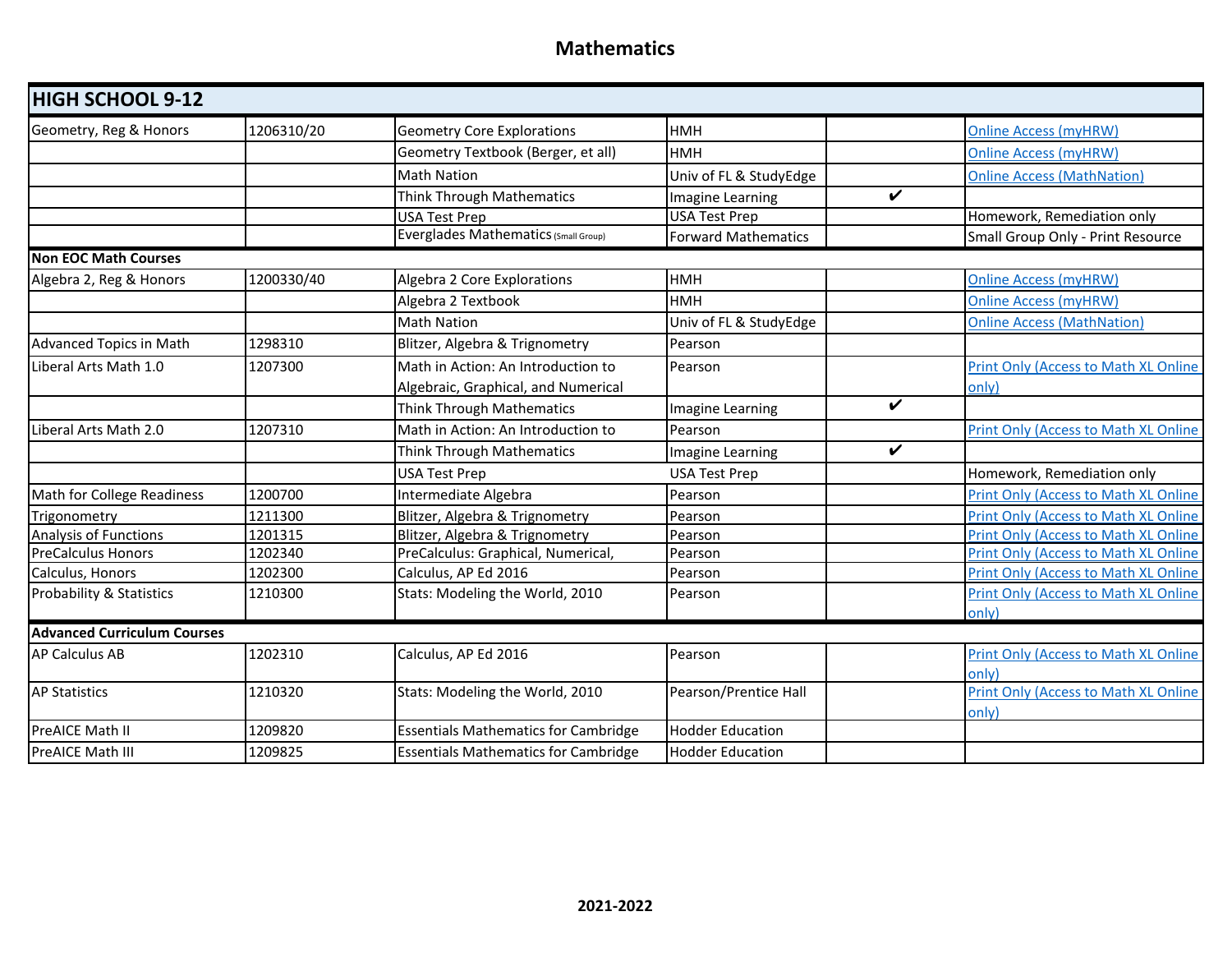# Mathematics

| HIGH SCHOOL 9-12 | | | | | |
|---|---|---|---|---|---|
| Geometry, Reg & Honors | 1206310/20 | Geometry Core Explorations | HMH | | Online Access (myHRW) |
| | | Geometry Textbook (Berger, et all) | HMH | | Online Access (myHRW) |
| | | Math Nation | Univ of FL & StudyEdge | | Online Access (MathNation) |
| | | Think Through Mathematics | Imagine Learning | ✔ | |
| | | USA Test Prep | USA Test Prep | | Homework, Remediation only |
| | | Everglades Mathematics (Small Group) | Forward Mathematics | | Small Group Only - Print Resource |
| **Non EOC Math Courses** | | | | | |
| Algebra 2, Reg & Honors | 1200330/40 | Algebra 2 Core Explorations | HMH | | Online Access (myHRW) |
| | | Algebra 2 Textbook | HMH | | Online Access (myHRW) |
| | | Math Nation | Univ of FL & StudyEdge | | Online Access (MathNation) |
| Advanced Topics in Math | 1298310 | Blitzer, Algebra & Trignometry | Pearson | | |
| Liberal Arts Math 1.0 | 1207300 | Math in Action: An Introduction to Algebraic, Graphical, and Numerical | Pearson | | Print Only (Access to Math XL Online only) |
| | | Think Through Mathematics | Imagine Learning | ✔ | |
| Liberal Arts Math 2.0 | 1207310 | Math in Action: An Introduction to | Pearson | | Print Only (Access to Math XL Online |
| | | Think Through Mathematics | Imagine Learning | ✔ | |
| | | USA Test Prep | USA Test Prep | | Homework, Remediation only |
| Math for College Readiness | 1200700 | Intermediate Algebra | Pearson | | Print Only (Access to Math XL Online |
| Trigonometry | 1211300 | Blitzer, Algebra & Trignometry | Pearson | | Print Only (Access to Math XL Online |
| Analysis of Functions | 1201315 | Blitzer, Algebra & Trignometry | Pearson | | Print Only (Access to Math XL Online |
| PreCalculus Honors | 1202340 | PreCalculus: Graphical, Numerical, | Pearson | | Print Only (Access to Math XL Online |
| Calculus, Honors | 1202300 | Calculus, AP Ed 2016 | Pearson | | Print Only (Access to Math XL Online |
| Probability & Statistics | 1210300 | Stats: Modeling the World, 2010 | Pearson | | Print Only (Access to Math XL Online only) |
| **Advanced Curriculum Courses** | | | | | |
| AP Calculus AB | 1202310 | Calculus, AP Ed 2016 | Pearson | | Print Only (Access to Math XL Online only) |
| AP Statistics | 1210320 | Stats: Modeling the World, 2010 | Pearson/Prentice Hall | | Print Only (Access to Math XL Online only) |
| PreAICE Math II | 1209820 | Essentials Mathematics for Cambridge | Hodder Education | | |
| PreAICE Math III | 1209825 | Essentials Mathematics for Cambridge | Hodder Education | | |

**2021-2022**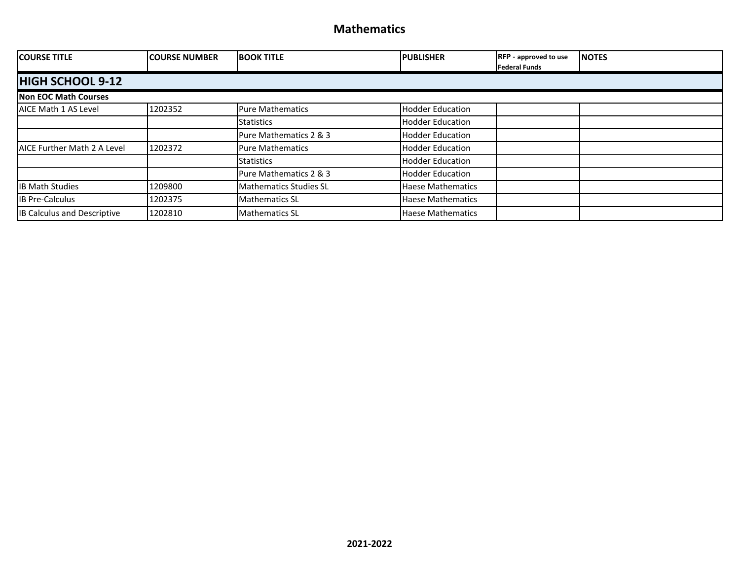# Mathematics

| COURSE TITLE | COURSE NUMBER | BOOK TITLE | PUBLISHER | RFP - approved to use Federal Funds | NOTES |
|---|---|---|---|---|---|
| **HIGH SCHOOL 9-12** | | | | | |
| **Non EOC Math Courses** | | | | | |
| AICE Math 1 AS Level | 1202352 | Pure Mathematics | Hodder Education | | |
| | | Statistics | Hodder Education | | |
| | | Pure Mathematics 2 & 3 | Hodder Education | | |
| AICE Further Math 2 A Level | 1202372 | Pure Mathematics | Hodder Education | | |
| | | Statistics | Hodder Education | | |
| | | Pure Mathematics 2 & 3 | Hodder Education | | |
| IB Math Studies | 1209800 | Mathematics Studies SL | Haese Mathematics | | |
| IB Pre-Calculus | 1202375 | Mathematics SL | Haese Mathematics | | |
| IB Calculus and Descriptive | 1202810 | Mathematics SL | Haese Mathematics | | |

**2021-2022**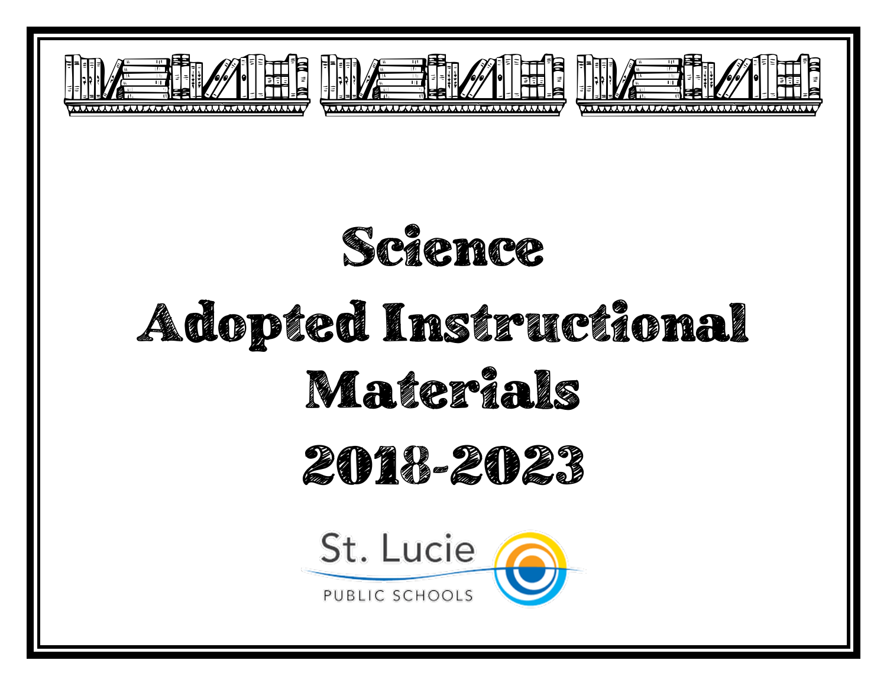# Science

# Adopted Instructional Materials

# 2018-2023

St. Lucie

PUBLIC SCHOOLS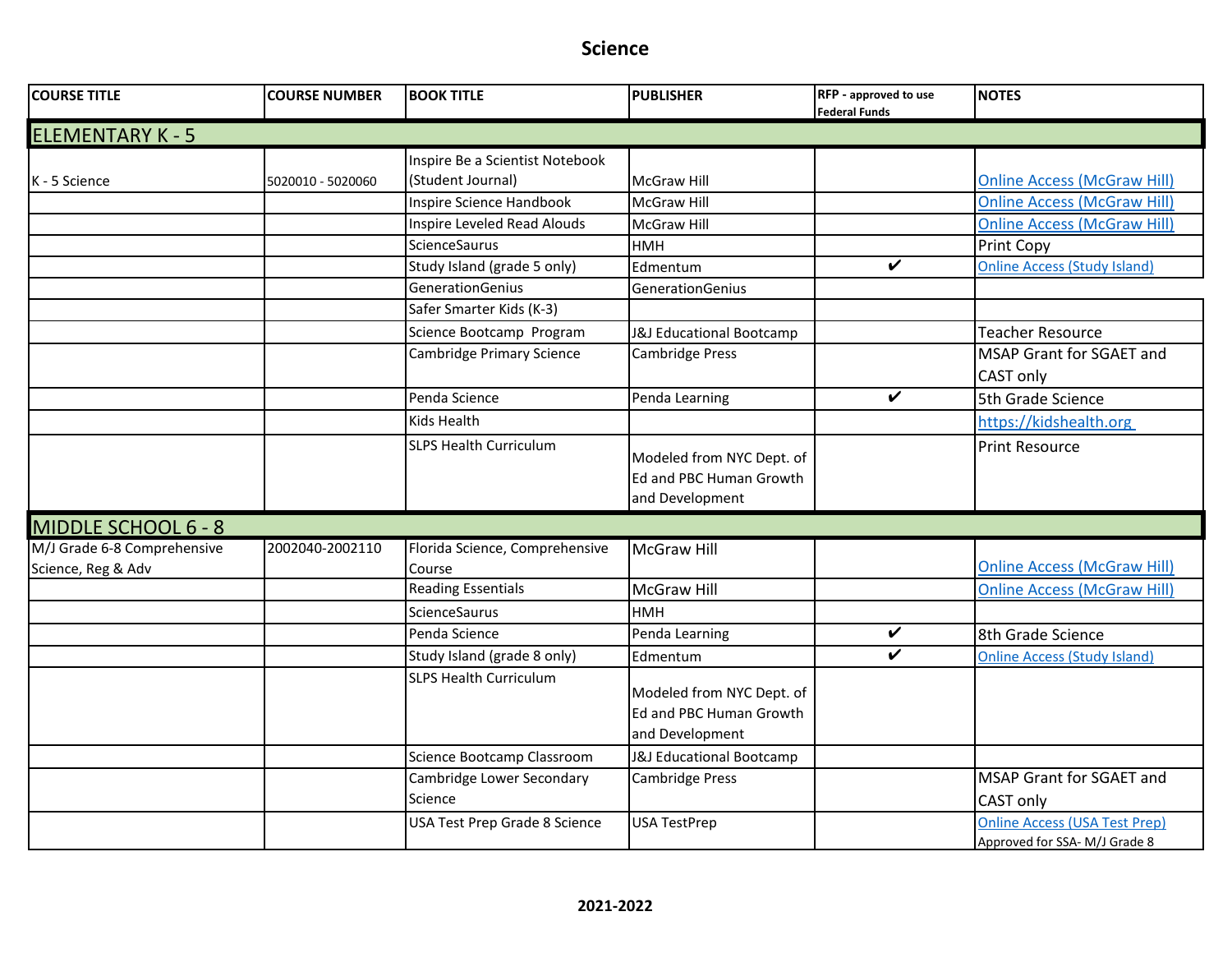# Science

| COURSE TITLE | COURSE NUMBER | BOOK TITLE | PUBLISHER | RFP - approved to use Federal Funds | NOTES |
|---|---|---|---|---|---|
| **ELEMENTARY K - 5** | | | | | |
| K - 5 Science | 5020010 - 5020060 | Inspire Be a Scientist Notebook (Student Journal) | McGraw Hill | | Online Access (McGraw Hill) |
| | | Inspire Science Handbook | McGraw Hill | | Online Access (McGraw Hill) |
| | | Inspire Leveled Read Alouds | McGraw Hill | | Online Access (McGraw Hill) |
| | | ScienceSaurus | HMH | | Print Copy |
| | | Study Island (grade 5 only) | Edmentum | ✔ | Online Access (Study Island) |
| | | GenerationGenius | GenerationGenius | | |
| | | Safer Smarter Kids (K-3) | | | |
| | | Science Bootcamp Program | J&J Educational Bootcamp | | Teacher Resource |
| | | Cambridge Primary Science | Cambridge Press | | MSAP Grant for SGAET and CAST only |
| | | Penda Science | Penda Learning | ✔ | 5th Grade Science |
| | | Kids Health | | | https://kidshealth.org |
| | | SLPS Health Curriculum | Modeled from NYC Dept. of Ed and PBC Human Growth and Development | | Print Resource |
| **MIDDLE SCHOOL 6 - 8** | | | | | |
| M/J Grade 6-8 Comprehensive Science, Reg & Adv | 2002040-2002110 | Florida Science, Comprehensive Course | McGraw Hill | | Online Access (McGraw Hill) |
| | | Reading Essentials | McGraw Hill | | Online Access (McGraw Hill) |
| | | ScienceSaurus | HMH | | |
| | | Penda Science | Penda Learning | ✔ | 8th Grade Science |
| | | Study Island (grade 8 only) | Edmentum | ✔ | Online Access (Study Island) |
| | | SLPS Health Curriculum | Modeled from NYC Dept. of Ed and PBC Human Growth and Development | | |
| | | Science Bootcamp Classroom | J&J Educational Bootcamp | | |
| | | Cambridge Lower Secondary Science | Cambridge Press | | MSAP Grant for SGAET and CAST only |
| | | USA Test Prep Grade 8 Science | USA TestPrep | | Online Access (USA Test Prep) Approved for SSA- M/J Grade 8 |

2021-2022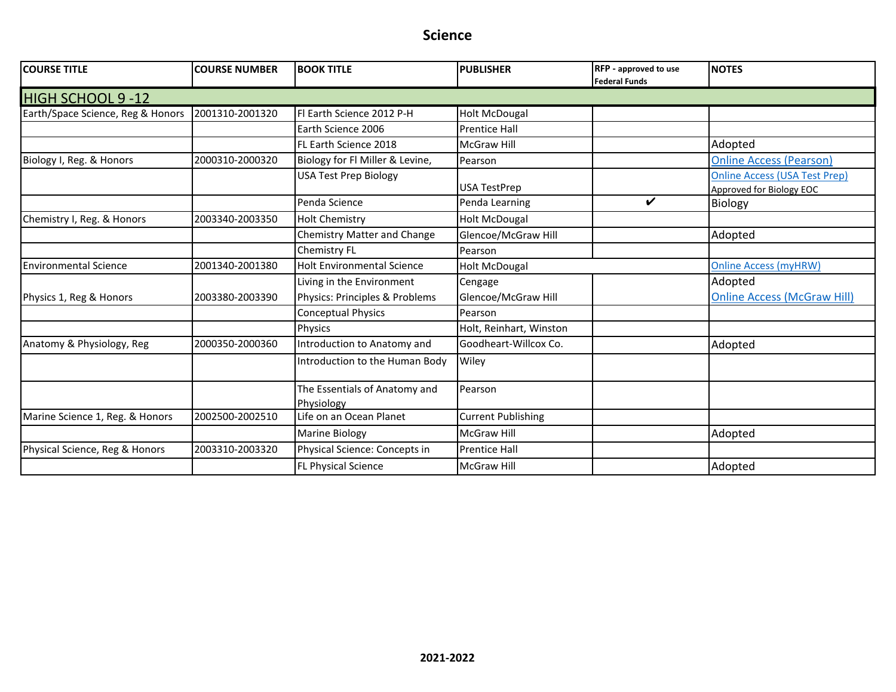# Science

| COURSE TITLE | COURSE NUMBER | BOOK TITLE | PUBLISHER | RFP - approved to use Federal Funds | NOTES |
|---|---|---|---|---|---|
| HIGH SCHOOL 9 -12 | | | | | |
| Earth/Space Science, Reg & Honors | 2001310-2001320 | Fl Earth Science 2012 P-H | Holt McDougal | | |
| | | Earth Science 2006 | Prentice Hall | | |
| | | FL Earth Science 2018 | McGraw Hill | | Adopted |
| Biology I, Reg. & Honors | 2000310-2000320 | Biology for Fl Miller & Levine, | Pearson | | Online Access (Pearson) |
| | | USA Test Prep Biology | USA TestPrep | | Online Access (USA Test Prep) Approved for Biology EOC |
| | | Penda Science | Penda Learning | ✔ | Biology |
| Chemistry I, Reg. & Honors | 2003340-2003350 | Holt Chemistry | Holt McDougal | | |
| | | Chemistry Matter and Change | Glencoe/McGraw Hill | | Adopted |
| | | Chemistry FL | Pearson | | |
| Environmental Science | 2001340-2001380 | Holt Environmental Science | Holt McDougal | | Online Access (myHRW) |
| | | Living in the Environment | Cengage | | Adopted |
| Physics 1, Reg & Honors | 2003380-2003390 | Physics: Principles & Problems | Glencoe/McGraw Hill | | Online Access (McGraw Hill) |
| | | Conceptual Physics | Pearson | | |
| | | Physics | Holt, Reinhart, Winston | | |
| Anatomy & Physiology, Reg | 2000350-2000360 | Introduction to Anatomy and | Goodheart-Willcox Co. | | Adopted |
| | | Introduction to the Human Body | Wiley | | |
| | | The Essentials of Anatomy and Physiology | Pearson | | |
| Marine Science 1, Reg. & Honors | 2002500-2002510 | Life on an Ocean Planet | Current Publishing | | |
| | | Marine Biology | McGraw Hill | | Adopted |
| Physical Science, Reg & Honors | 2003310-2003320 | Physical Science: Concepts in | Prentice Hall | | |
| | | FL Physical Science | McGraw Hill | | Adopted |

2021-2022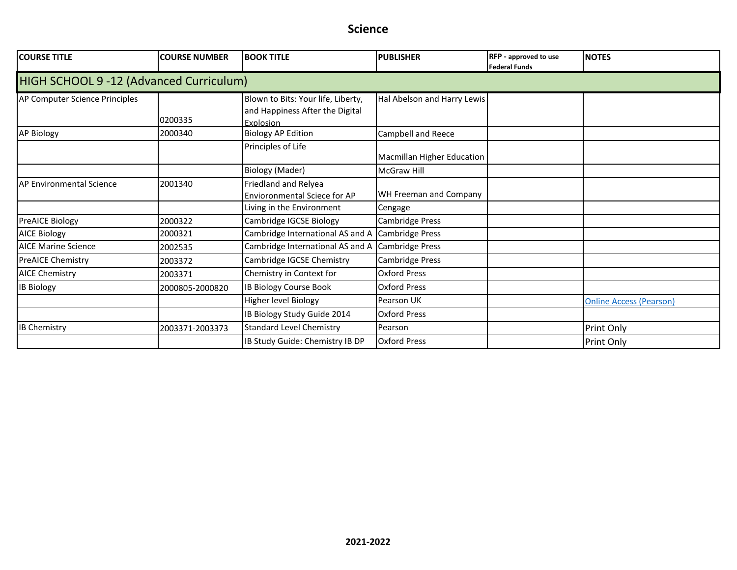# Science

| COURSE TITLE | COURSE NUMBER | BOOK TITLE | PUBLISHER | RFP - approved to use Federal Funds | NOTES |
|---|---|---|---|---|---|
| HIGH SCHOOL 9 -12 (Advanced Curriculum) | | | | | |
| AP Computer Science Principles | 0200335 | Blown to Bits: Your life, Liberty, and Happiness After the Digital Explosion | Hal Abelson and Harry Lewis | | |
| AP Biology | 2000340 | Biology AP Edition | Campbell and Reece | | |
| | | Principles of Life | Macmillan Higher Education | | |
| | | Biology (Mader) | McGraw Hill | | |
| AP Environmental Science | 2001340 | Friedland and Relyea Envioronmental Sciece for AP | WH Freeman and Company | | |
| | | Living in the Environment | Cengage | | |
| PreAICE Biology | 2000322 | Cambridge IGCSE Biology | Cambridge Press | | |
| AICE Biology | 2000321 | Cambridge International AS and A | Cambridge Press | | |
| AICE Marine Science | 2002535 | Cambridge International AS and A | Cambridge Press | | |
| PreAICE Chemistry | 2003372 | Cambridge IGCSE Chemistry | Cambridge Press | | |
| AICE Chemistry | 2003371 | Chemistry in Context for | Oxford Press | | |
| IB Biology | 2000805-2000820 | IB Biology Course Book | Oxford Press | | |
| | | Higher level Biology | Pearson UK | | Online Access (Pearson) |
| | | IB Biology Study Guide 2014 | Oxford Press | | |
| IB Chemistry | 2003371-2003373 | Standard Level Chemistry | Pearson | | Print Only |
| | | IB Study Guide: Chemistry IB DP | Oxford Press | | Print Only |

2021-2022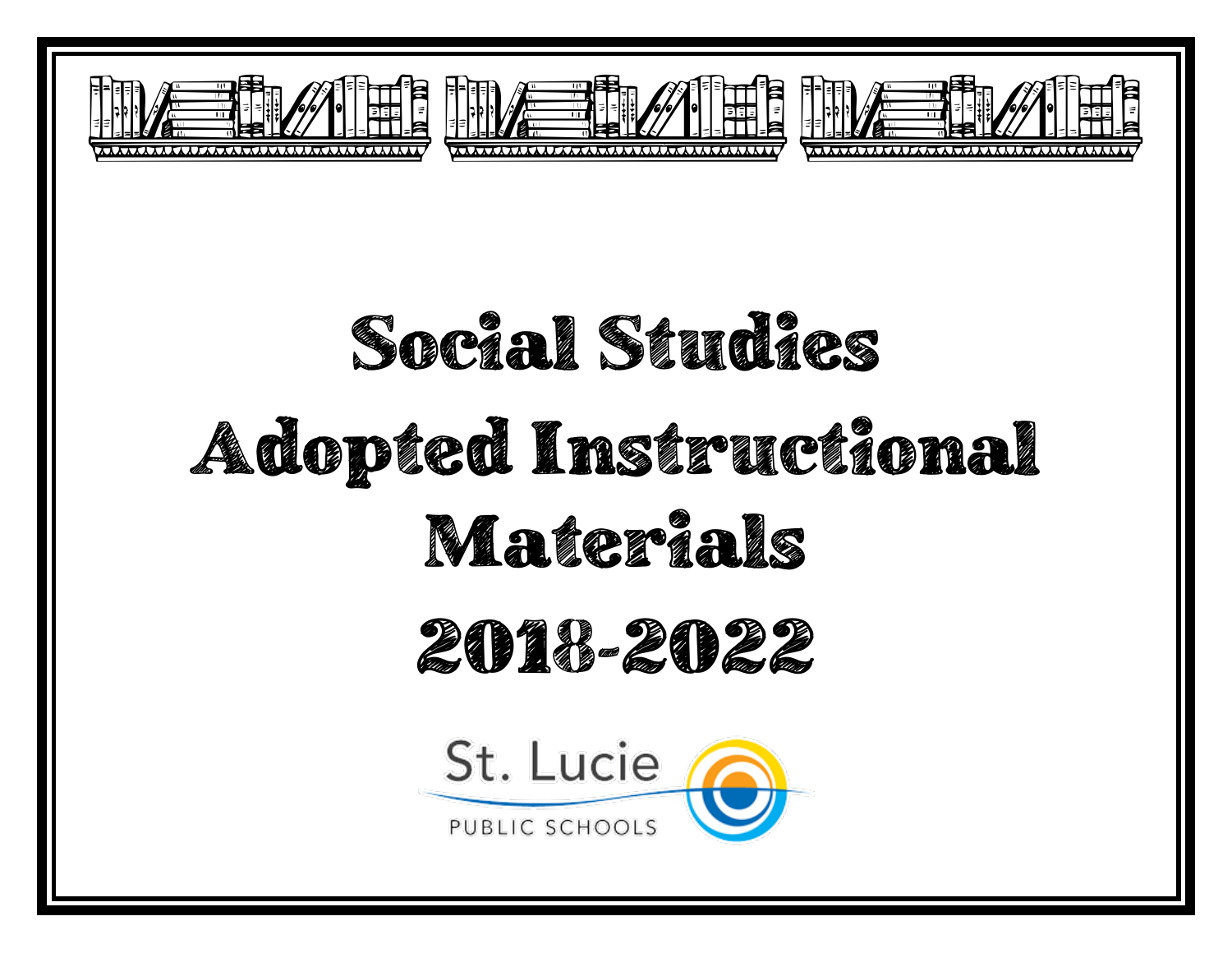# Social Studies Adopted Instructional Materials 2018-2022

St. Lucie

PUBLIC SCHOOLS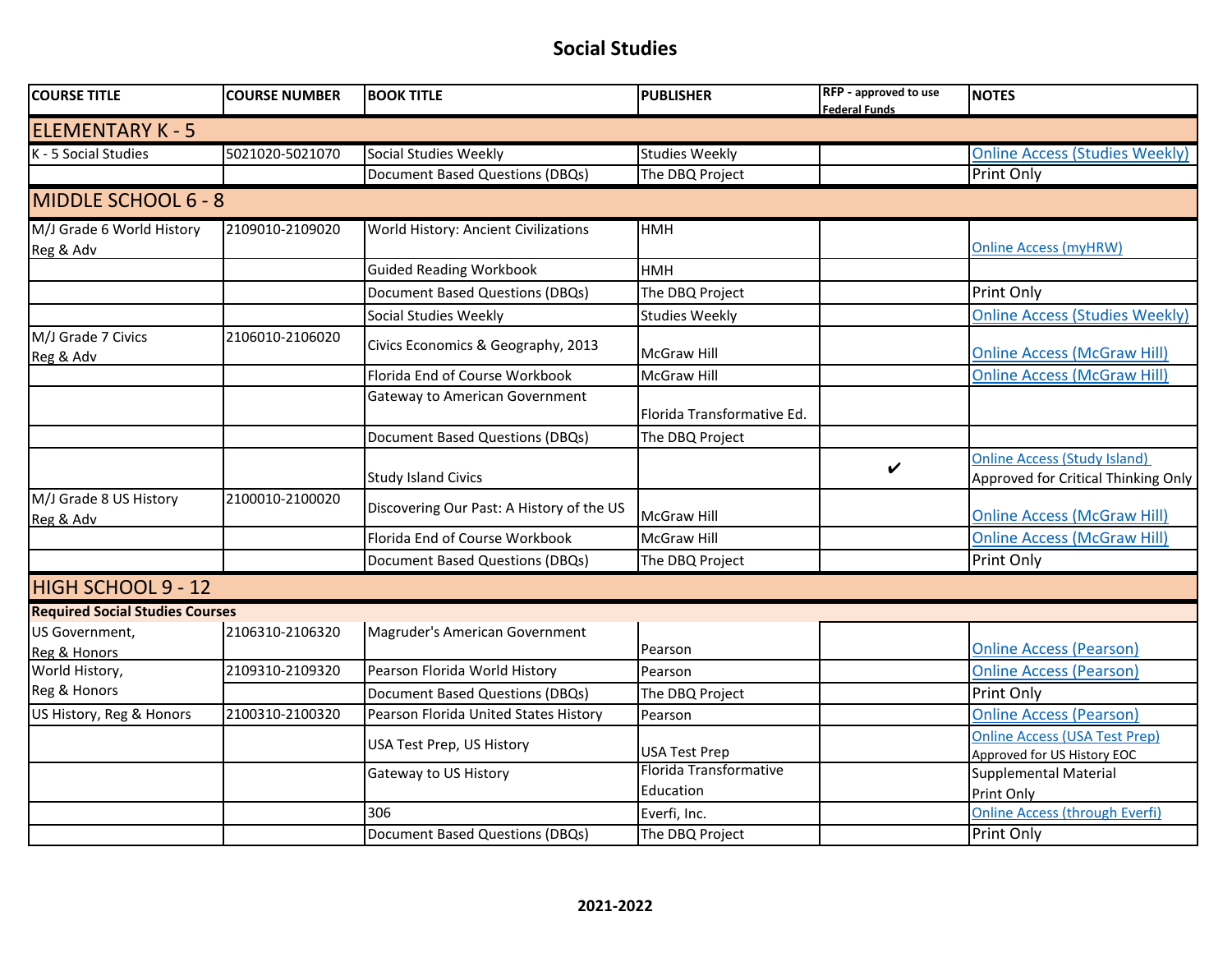# Social Studies

| COURSE TITLE | COURSE NUMBER | BOOK TITLE | PUBLISHER | RFP - approved to use Federal Funds | NOTES |
|---|---|---|---|---|---|
| **ELEMENTARY K - 5** | | | | | |
| K - 5 Social Studies | 5021020-5021070 | Social Studies Weekly | Studies Weekly | | Online Access (Studies Weekly) |
| | | Document Based Questions (DBQs) | The DBQ Project | | Print Only |
| **MIDDLE SCHOOL 6 - 8** | | | | | |
| M/J Grade 6 World History Reg & Adv | 2109010-2109020 | World History: Ancient Civilizations | HMH | | Online Access (myHRW) |
| | | Guided Reading Workbook | HMH | | |
| | | Document Based Questions (DBQs) | The DBQ Project | | Print Only |
| | | Social Studies Weekly | Studies Weekly | | Online Access (Studies Weekly) |
| M/J Grade 7 Civics Reg & Adv | 2106010-2106020 | Civics Economics & Geography, 2013 | McGraw Hill | | Online Access (McGraw Hill) |
| | | Florida End of Course Workbook | McGraw Hill | | Online Access (McGraw Hill) |
| | | Gateway to American Government | Florida Transformative Ed. | | |
| | | Document Based Questions (DBQs) | The DBQ Project | | |
| | | Study Island Civics | | ✔ | Online Access (Study Island) Approved for Critical Thinking Only |
| M/J Grade 8 US History Reg & Adv | 2100010-2100020 | Discovering Our Past: A History of the US | McGraw Hill | | Online Access (McGraw Hill) |
| | | Florida End of Course Workbook | McGraw Hill | | Online Access (McGraw Hill) |
| | | Document Based Questions (DBQs) | The DBQ Project | | Print Only |
| **HIGH SCHOOL 9 - 12** | | | | | |
| **Required Social Studies Courses** | | | | | |
| US Government, Reg & Honors | 2106310-2106320 | Magruder's American Government | Pearson | | Online Access (Pearson) |
| World History, Reg & Honors | 2109310-2109320 | Pearson Florida World History | Pearson | | Online Access (Pearson) |
| | | Document Based Questions (DBQs) | The DBQ Project | | Print Only |
| US History, Reg & Honors | 2100310-2100320 | Pearson Florida United States History | Pearson | | Online Access (Pearson) |
| | | USA Test Prep, US History | USA Test Prep | | Online Access (USA Test Prep) Approved for US History EOC |
| | | Gateway to US History | Florida Transformative Education | | Supplemental Material Print Only |
| | | 306 | Everfi, Inc. | | Online Access (through Everfi) |
| | | Document Based Questions (DBQs) | The DBQ Project | | Print Only |

2021-2022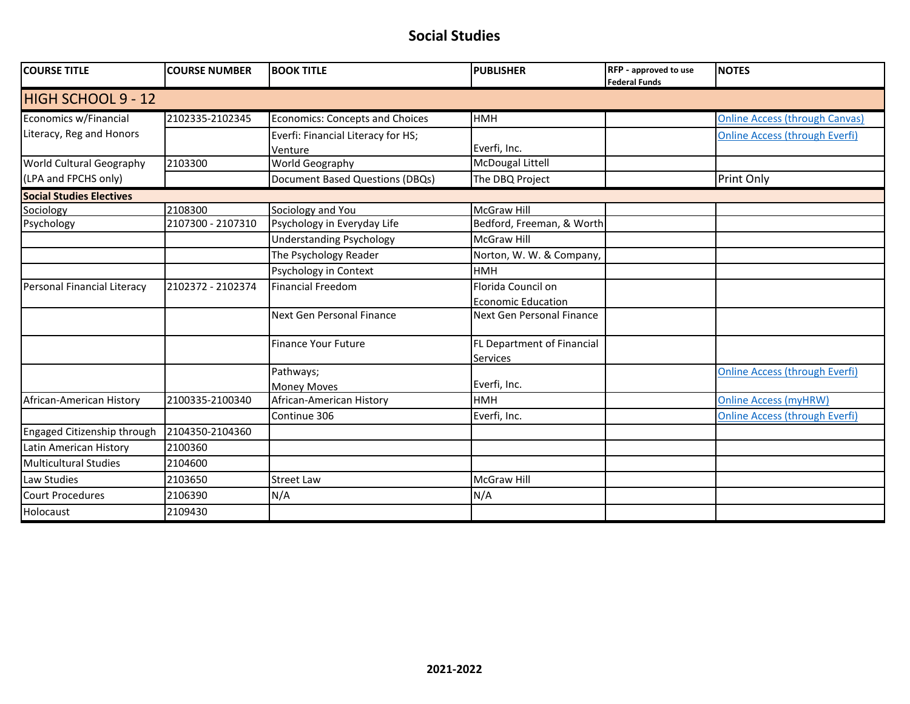# Social Studies

| COURSE TITLE | COURSE NUMBER | BOOK TITLE | PUBLISHER | RFP - approved to use Federal Funds | NOTES |
|---|---|---|---|---|---|
| **HIGH SCHOOL 9 - 12** | | | | | |
| Economics w/Financial Literacy, Reg and Honors | 2102335-2102345 | Economics: Concepts and Choices | HMH | | Online Access (through Canvas) |
| | | Everfi: Financial Literacy for HS; Venture | Everfi, Inc. | | Online Access (through Everfi) |
| World Cultural Geography (LPA and FPCHS only) | 2103300 | World Geography | McDougal Littell | | |
| | | Document Based Questions (DBQs) | The DBQ Project | | Print Only |
| **Social Studies Electives** | | | | | |
| Sociology | 2108300 | Sociology and You | McGraw Hill | | |
| Psychology | 2107300 - 2107310 | Psychology in Everyday Life | Bedford, Freeman, & Worth | | |
| | | Understanding Psychology | McGraw Hill | | |
| | | The Psychology Reader | Norton, W. W. & Company, | | |
| | | Psychology in Context | HMH | | |
| Personal Financial Literacy | 2102372 - 2102374 | Financial Freedom | Florida Council on Economic Education | | |
| | | Next Gen Personal Finance | Next Gen Personal Finance | | |
| | | Finance Your Future | FL Department of Financial Services | | |
| | | Pathways; Money Moves | Everfi, Inc. | | Online Access (through Everfi) |
| African-American History | 2100335-2100340 | African-American History | HMH | | Online Access (myHRW) |
| | | Continue 306 | Everfi, Inc. | | Online Access (through Everfi) |
| Engaged Citizenship through | 2104350-2104360 | | | | |
| Latin American History | 2100360 | | | | |
| Multicultural Studies | 2104600 | | | | |
| Law Studies | 2103650 | Street Law | McGraw Hill | | |
| Court Procedures | 2106390 | N/A | N/A | | |
| Holocaust | 2109430 | | | | |

**2021-2022**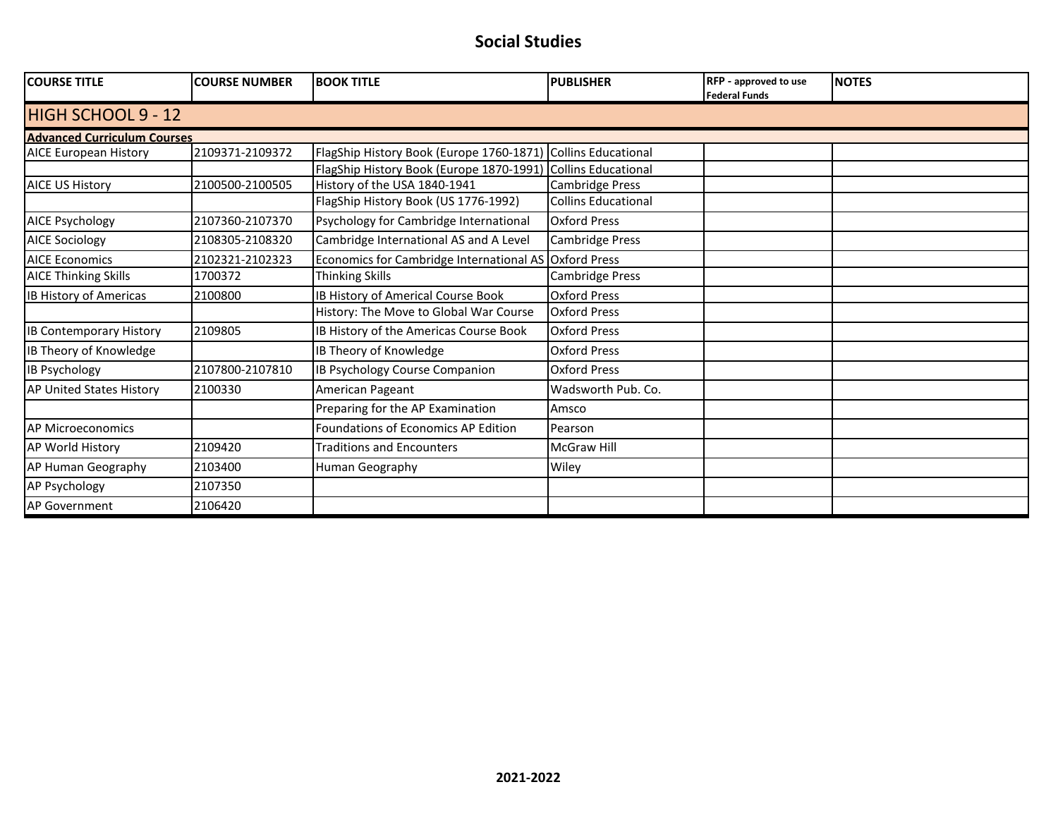# Social Studies

| COURSE TITLE | COURSE NUMBER | BOOK TITLE | PUBLISHER | RFP - approved to use Federal Funds | NOTES |
|---|---|---|---|---|---|
| **HIGH SCHOOL 9 - 12** | | | | | |
| **Advanced Curriculum Courses** | | | | | |
| AICE European History | 2109371-2109372 | FlagShip History Book (Europe 1760-1871) | Collins Educational | | |
| | | FlagShip History Book (Europe 1870-1991) | Collins Educational | | |
| AICE US History | 2100500-2100505 | History of the USA 1840-1941 | Cambridge Press | | |
| | | FlagShip History Book (US 1776-1992) | Collins Educational | | |
| AICE Psychology | 2107360-2107370 | Psychology for Cambridge International | Oxford Press | | |
| AICE Sociology | 2108305-2108320 | Cambridge International AS and A Level | Cambridge Press | | |
| AICE Economics | 2102321-2102323 | Economics for Cambridge International AS | Oxford Press | | |
| AICE Thinking Skills | 1700372 | Thinking Skills | Cambridge Press | | |
| IB History of Americas | 2100800 | IB History of Americal Course Book | Oxford Press | | |
| | | History: The Move to Global War Course | Oxford Press | | |
| IB Contemporary History | 2109805 | IB History of the Americas Course Book | Oxford Press | | |
| IB Theory of Knowledge | | IB Theory of Knowledge | Oxford Press | | |
| IB Psychology | 2107800-2107810 | IB Psychology Course Companion | Oxford Press | | |
| AP United States History | 2100330 | American Pageant | Wadsworth Pub. Co. | | |
| | | Preparing for the AP Examination | Amsco | | |
| AP Microeconomics | | Foundations of Economics AP Edition | Pearson | | |
| AP World History | 2109420 | Traditions and Encounters | McGraw Hill | | |
| AP Human Geography | 2103400 | Human Geography | Wiley | | |
| AP Psychology | 2107350 | | | | |
| AP Government | 2106420 | | | | |

2021-2022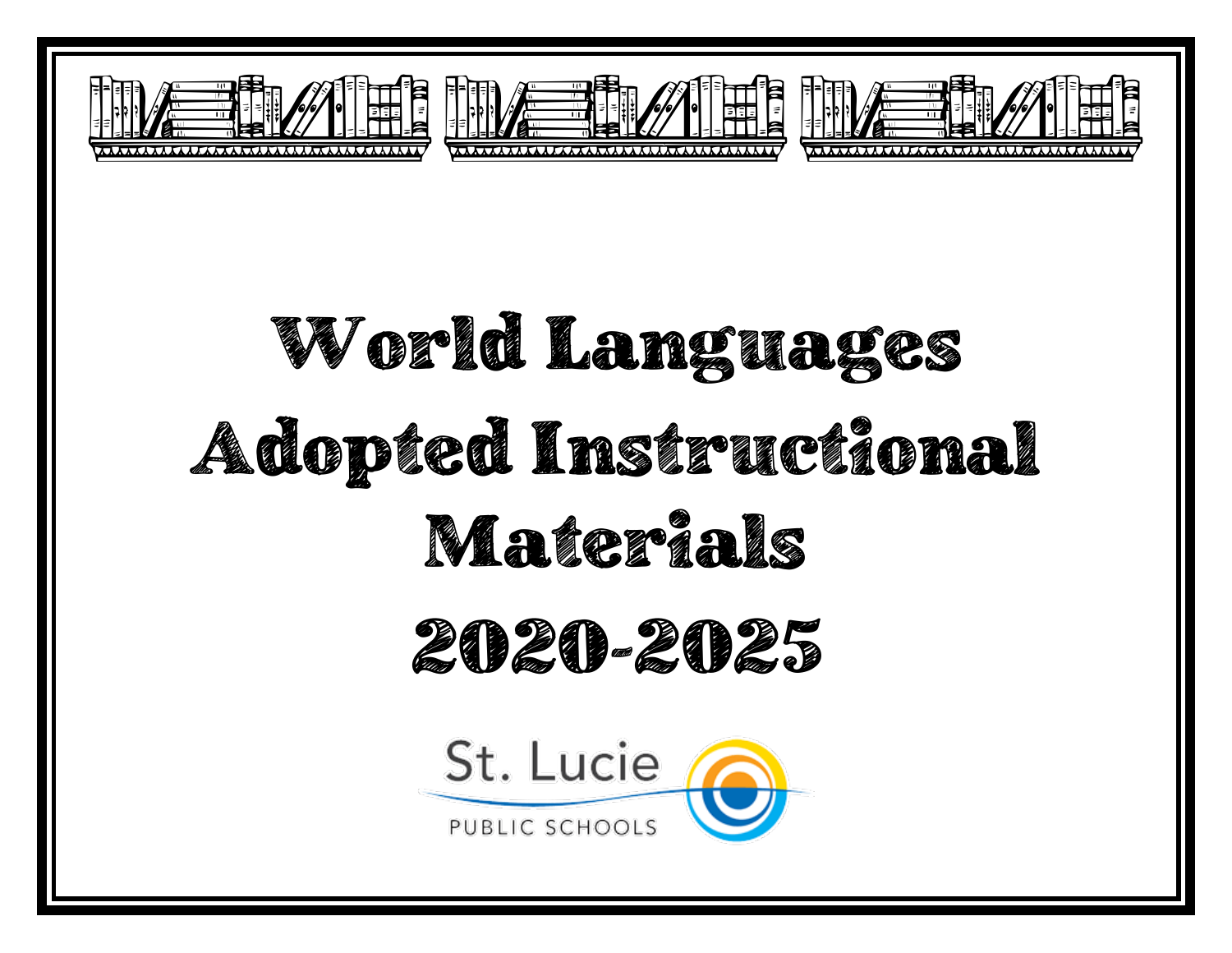# World Languages Adopted Instructional Materials 2020-2025

St. Lucie

PUBLIC SCHOOLS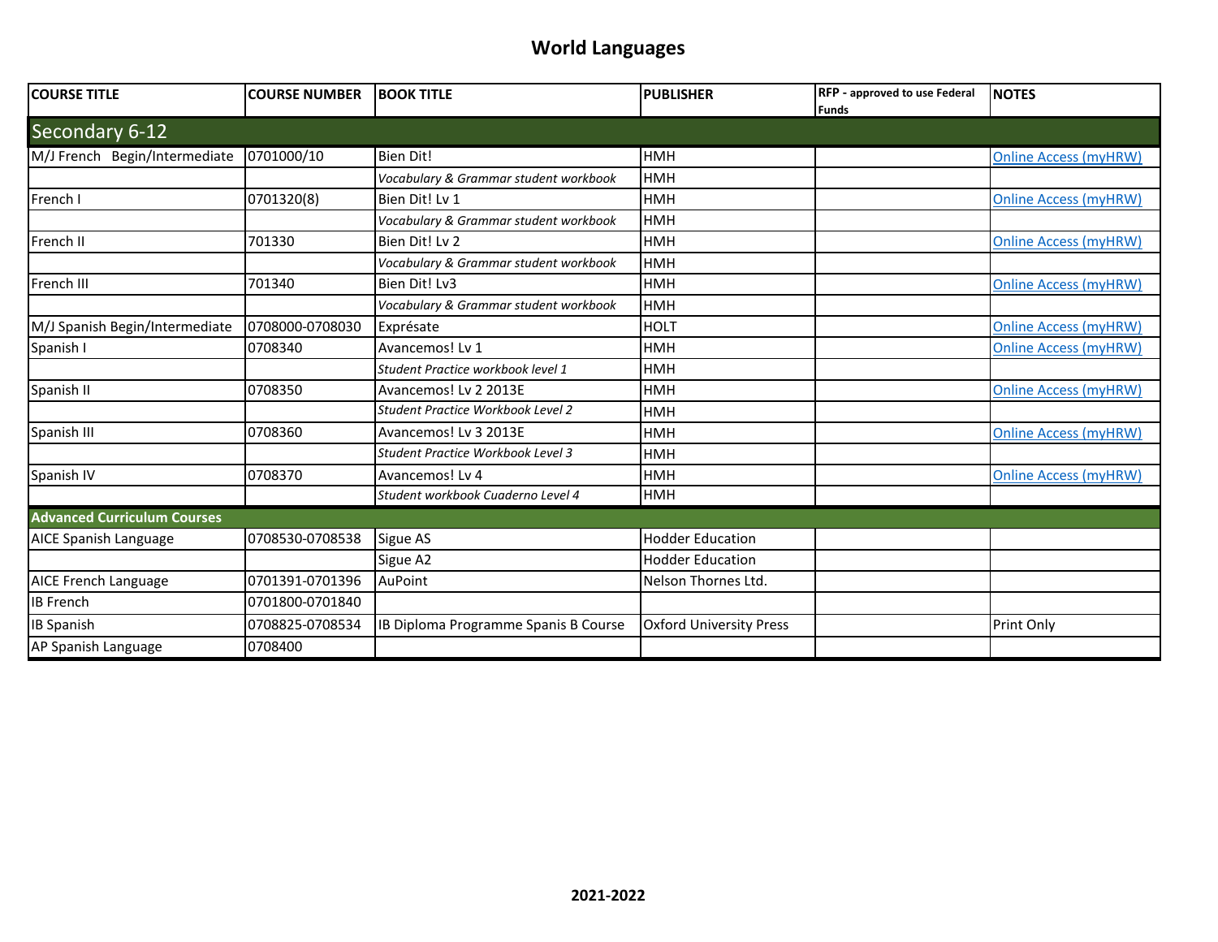# World Languages

| COURSE TITLE | COURSE NUMBER | BOOK TITLE | PUBLISHER | RFP - approved to use Federal Funds | NOTES |
|---|---|---|---|---|---|
| **Secondary 6-12** | | | | | |
| M/J French Begin/Intermediate | 0701000/10 | Bien Dit! | HMH | | Online Access (myHRW) |
| | | *Vocabulary & Grammar student workbook* | HMH | | |
| French I | 0701320(8) | Bien Dit! Lv 1 | HMH | | Online Access (myHRW) |
| | | *Vocabulary & Grammar student workbook* | HMH | | |
| French II | 701330 | Bien Dit! Lv 2 | HMH | | Online Access (myHRW) |
| | | *Vocabulary & Grammar student workbook* | HMH | | |
| French III | 701340 | Bien Dit! Lv3 | HMH | | Online Access (myHRW) |
| | | *Vocabulary & Grammar student workbook* | HMH | | |
| M/J Spanish Begin/Intermediate | 0708000-0708030 | Exprésate | HOLT | | Online Access (myHRW) |
| Spanish I | 0708340 | Avancemos! Lv 1 | HMH | | Online Access (myHRW) |
| | | *Student Practice workbook level 1* | HMH | | |
| Spanish II | 0708350 | Avancemos! Lv 2 2013E | HMH | | Online Access (myHRW) |
| | | *Student Practice Workbook Level 2* | HMH | | |
| Spanish III | 0708360 | Avancemos! Lv 3 2013E | HMH | | Online Access (myHRW) |
| | | *Student Practice Workbook Level 3* | HMH | | |
| Spanish IV | 0708370 | Avancemos! Lv 4 | HMH | | Online Access (myHRW) |
| | | *Student workbook Cuaderno Level 4* | HMH | | |
| **Advanced Curriculum Courses** | | | | | |
| AICE Spanish Language | 0708530-0708538 | Sigue AS | Hodder Education | | |
| | | Sigue A2 | Hodder Education | | |
| AICE French Language | 0701391-0701396 | AuPoint | Nelson Thornes Ltd. | | |
| IB French | 0701800-0701840 | | | | |
| IB Spanish | 0708825-0708534 | IB Diploma Programme Spanis B Course | Oxford University Press | | Print Only |
| AP Spanish Language | 0708400 | | | | |

**2021-2022**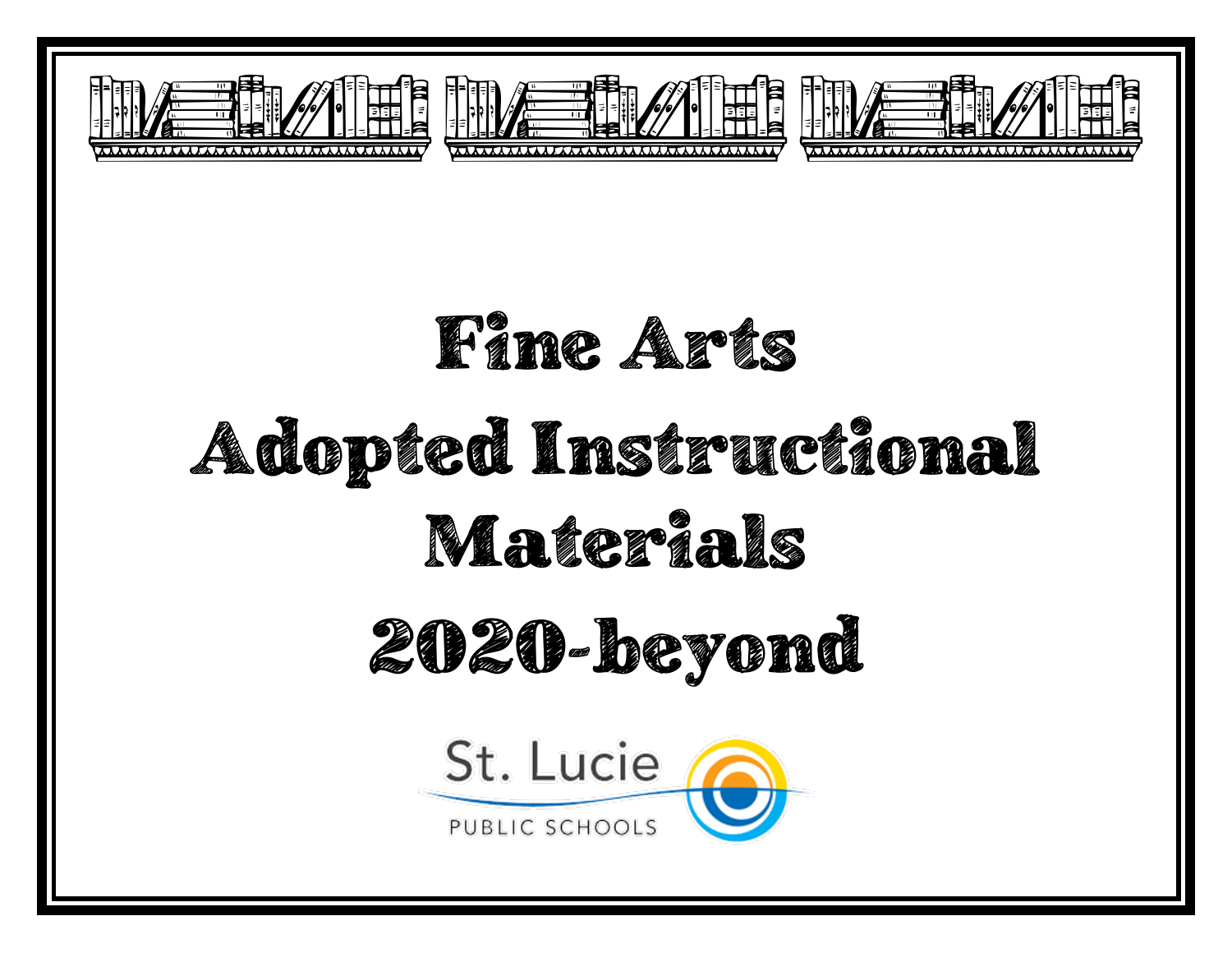# Fine Arts Adopted Instructional Materials 2020-beyond

St. Lucie PUBLIC SCHOOLS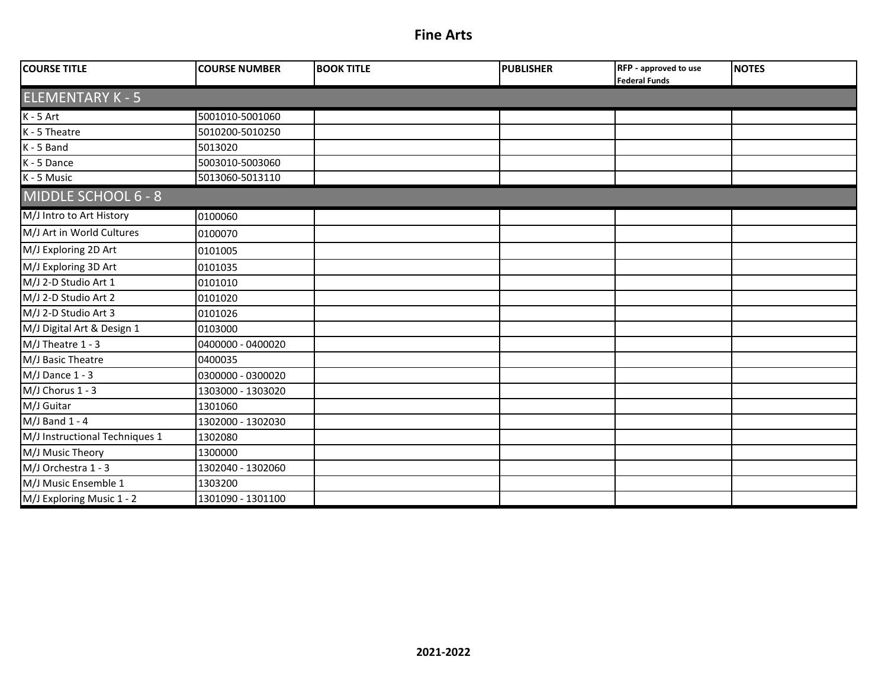# Fine Arts

| COURSE TITLE | COURSE NUMBER | BOOK TITLE | PUBLISHER | RFP - approved to use Federal Funds | NOTES |
|---|---|---|---|---|---|
| ELEMENTARY K - 5 | | | | | |
| K - 5 Art | 5001010-5001060 | | | | |
| K - 5 Theatre | 5010200-5010250 | | | | |
| K - 5 Band | 5013020 | | | | |
| K - 5 Dance | 5003010-5003060 | | | | |
| K - 5 Music | 5013060-5013110 | | | | |
| MIDDLE SCHOOL 6 - 8 | | | | | |
| M/J Intro to Art History | 0100060 | | | | |
| M/J Art in World Cultures | 0100070 | | | | |
| M/J Exploring 2D Art | 0101005 | | | | |
| M/J Exploring 3D Art | 0101035 | | | | |
| M/J 2-D Studio Art 1 | 0101010 | | | | |
| M/J 2-D Studio Art 2 | 0101020 | | | | |
| M/J 2-D Studio Art 3 | 0101026 | | | | |
| M/J Digital Art & Design 1 | 0103000 | | | | |
| M/J Theatre 1 - 3 | 0400000 - 0400020 | | | | |
| M/J Basic Theatre | 0400035 | | | | |
| M/J Dance 1 - 3 | 0300000 - 0300020 | | | | |
| M/J Chorus 1 - 3 | 1303000 - 1303020 | | | | |
| M/J Guitar | 1301060 | | | | |
| M/J Band 1 - 4 | 1302000 - 1302030 | | | | |
| M/J Instructional Techniques 1 | 1302080 | | | | |
| M/J Music Theory | 1300000 | | | | |
| M/J Orchestra 1 - 3 | 1302040 - 1302060 | | | | |
| M/J Music Ensemble 1 | 1303200 | | | | |
| M/J Exploring Music 1 - 2 | 1301090 - 1301100 | | | | |

2021-2022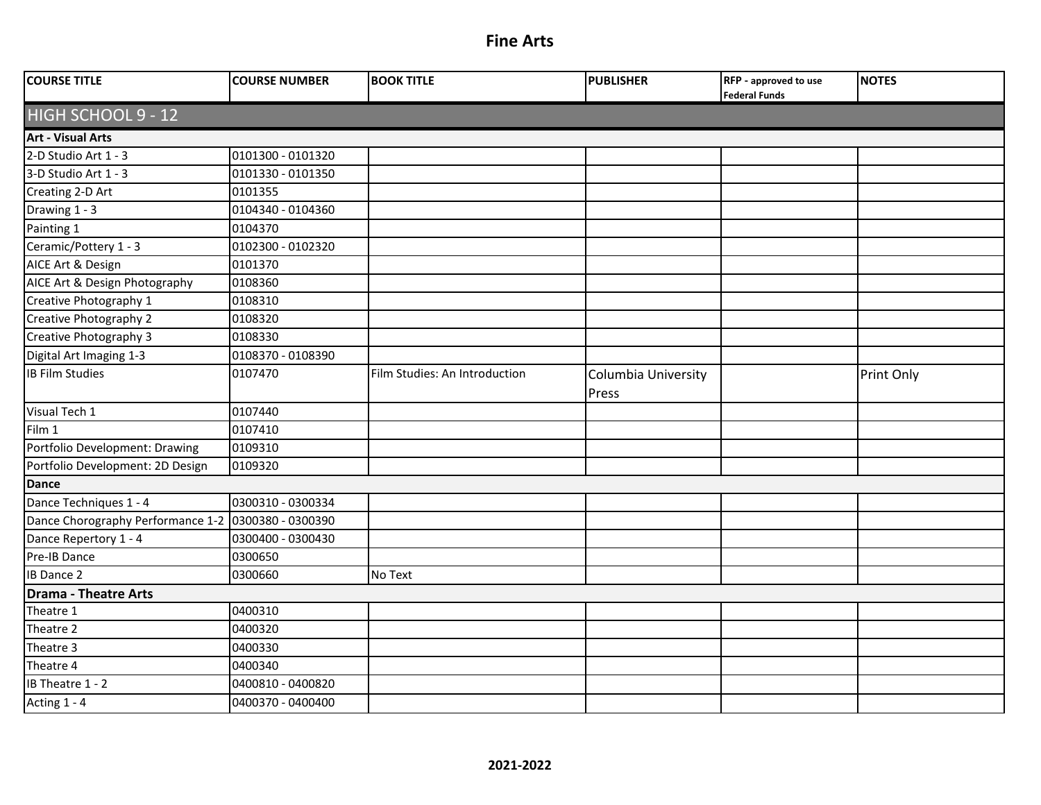# Fine Arts

| COURSE TITLE | COURSE NUMBER | BOOK TITLE | PUBLISHER | RFP - approved to use Federal Funds | NOTES |
|---|---|---|---|---|---|
| **HIGH SCHOOL 9 - 12** | | | | | |
| **Art - Visual Arts** | | | | | |
| 2-D Studio Art 1 - 3 | 0101300 - 0101320 | | | | |
| 3-D Studio Art 1 - 3 | 0101330 - 0101350 | | | | |
| Creating 2-D Art | 0101355 | | | | |
| Drawing 1 - 3 | 0104340 - 0104360 | | | | |
| Painting 1 | 0104370 | | | | |
| Ceramic/Pottery 1 - 3 | 0102300 - 0102320 | | | | |
| AICE Art & Design | 0101370 | | | | |
| AICE Art & Design Photography | 0108360 | | | | |
| Creative Photography 1 | 0108310 | | | | |
| Creative Photography 2 | 0108320 | | | | |
| Creative Photography 3 | 0108330 | | | | |
| Digital Art Imaging 1-3 | 0108370 - 0108390 | | | | |
| IB Film Studies | 0107470 | Film Studies: An Introduction | Columbia University Press | | Print Only |
| Visual Tech 1 | 0107440 | | | | |
| Film 1 | 0107410 | | | | |
| Portfolio Development: Drawing | 0109310 | | | | |
| Portfolio Development: 2D Design | 0109320 | | | | |
| **Dance** | | | | | |
| Dance Techniques 1 - 4 | 0300310 - 0300334 | | | | |
| Dance Chorography Performance 1-2 | 0300380 - 0300390 | | | | |
| Dance Repertory 1 - 4 | 0300400 - 0300430 | | | | |
| Pre-IB Dance | 0300650 | | | | |
| IB Dance 2 | 0300660 | No Text | | | |
| **Drama - Theatre Arts** | | | | | |
| Theatre 1 | 0400310 | | | | |
| Theatre 2 | 0400320 | | | | |
| Theatre 3 | 0400330 | | | | |
| Theatre 4 | 0400340 | | | | |
| IB Theatre 1 - 2 | 0400810 - 0400820 | | | | |
| Acting 1 - 4 | 0400370 - 0400400 | | | | |

**2021-2022**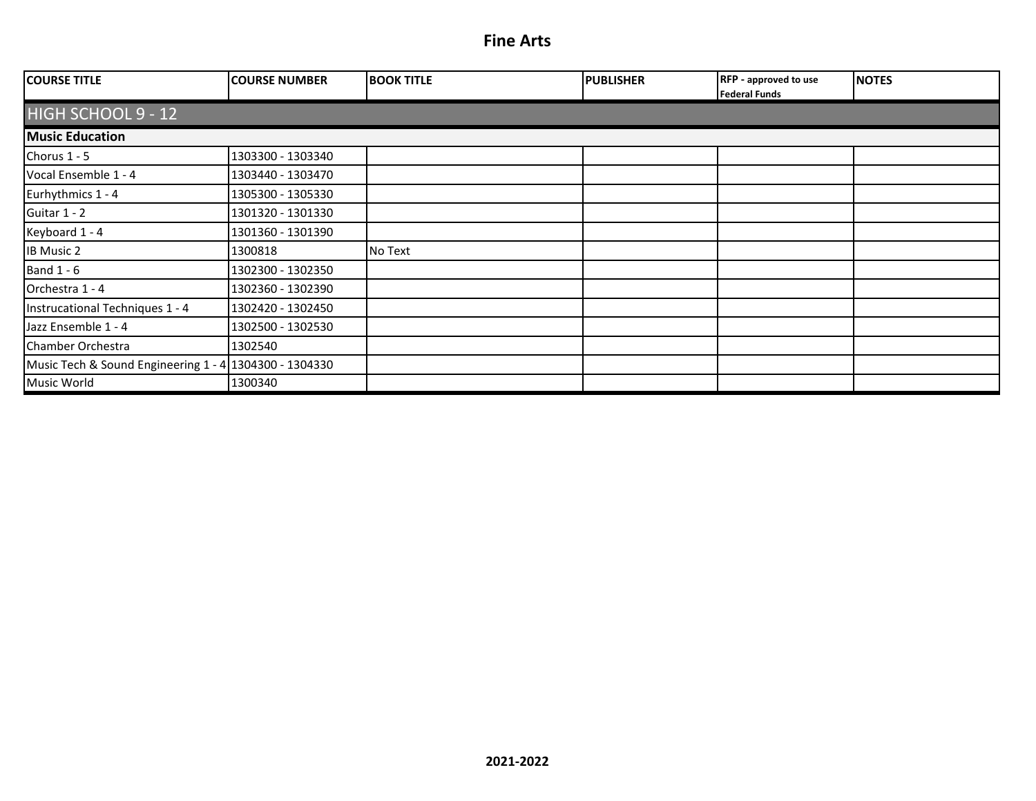# Fine Arts

| COURSE TITLE | COURSE NUMBER | BOOK TITLE | PUBLISHER | RFP - approved to use Federal Funds | NOTES |
|---|---|---|---|---|---|
| HIGH SCHOOL 9 - 12 | | | | | |
| **Music Education** | | | | | |
| Chorus 1 - 5 | 1303300 - 1303340 | | | | |
| Vocal Ensemble 1 - 4 | 1303440 - 1303470 | | | | |
| Eurhythmics 1 - 4 | 1305300 - 1305330 | | | | |
| Guitar 1 - 2 | 1301320 - 1301330 | | | | |
| Keyboard 1 - 4 | 1301360 - 1301390 | | | | |
| IB Music 2 | 1300818 | No Text | | | |
| Band 1 - 6 | 1302300 - 1302350 | | | | |
| Orchestra 1 - 4 | 1302360 - 1302390 | | | | |
| Instrucational Techniques 1 - 4 | 1302420 - 1302450 | | | | |
| Jazz Ensemble 1 - 4 | 1302500 - 1302530 | | | | |
| Chamber Orchestra | 1302540 | | | | |
| Music Tech & Sound Engineering 1 - 4 | 1304300 - 1304330 | | | | |
| Music World | 1300340 | | | | |

2021-2022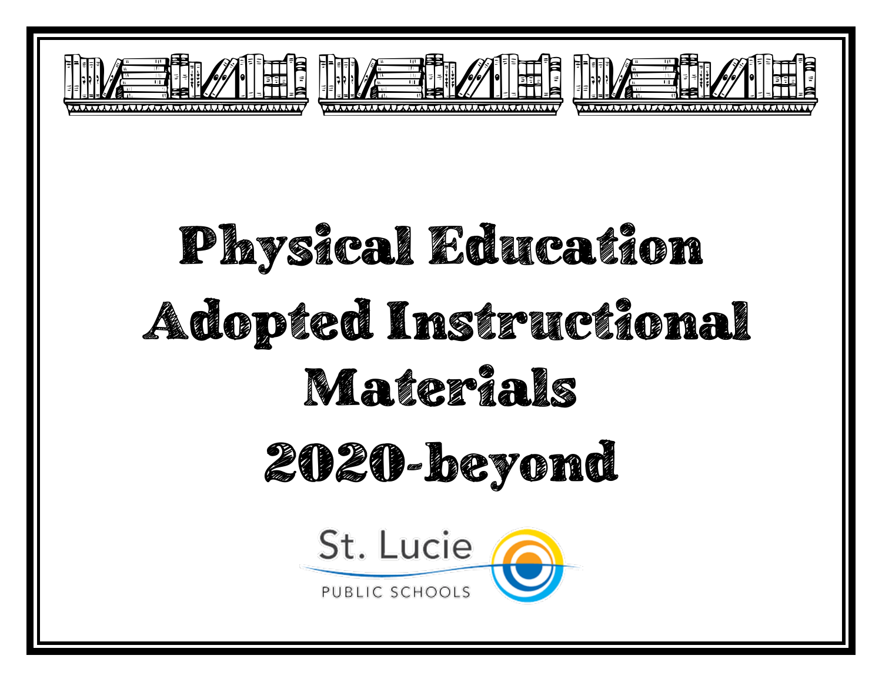# Physical Education Adopted Instructional Materials 2020-beyond

St. Lucie
PUBLIC SCHOOLS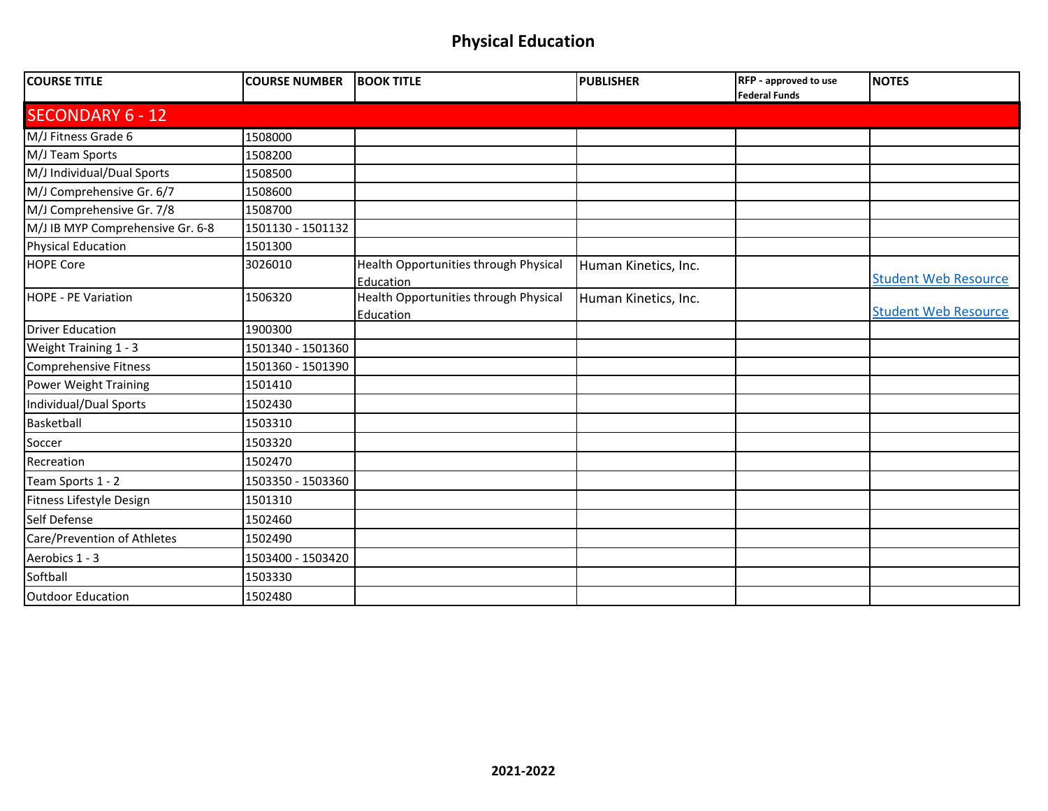# Physical Education

| COURSE TITLE | COURSE NUMBER | BOOK TITLE | PUBLISHER | RFP - approved to use Federal Funds | NOTES |
|---|---|---|---|---|---|
| SECONDARY 6 - 12 | | | | | |
| M/J Fitness Grade 6 | 1508000 | | | | |
| M/J Team Sports | 1508200 | | | | |
| M/J Individual/Dual Sports | 1508500 | | | | |
| M/J Comprehensive Gr. 6/7 | 1508600 | | | | |
| M/J Comprehensive Gr. 7/8 | 1508700 | | | | |
| M/J IB MYP Comprehensive Gr. 6-8 | 1501130 - 1501132 | | | | |
| Physical Education | 1501300 | | | | |
| HOPE Core | 3026010 | Health Opportunities through Physical Education | Human Kinetics, Inc. | | Student Web Resource |
| HOPE - PE Variation | 1506320 | Health Opportunities through Physical Education | Human Kinetics, Inc. | | Student Web Resource |
| Driver Education | 1900300 | | | | |
| Weight Training 1 - 3 | 1501340 - 1501360 | | | | |
| Comprehensive Fitness | 1501360 - 1501390 | | | | |
| Power Weight Training | 1501410 | | | | |
| Individual/Dual Sports | 1502430 | | | | |
| Basketball | 1503310 | | | | |
| Soccer | 1503320 | | | | |
| Recreation | 1502470 | | | | |
| Team Sports 1 - 2 | 1503350 - 1503360 | | | | |
| Fitness Lifestyle Design | 1501310 | | | | |
| Self Defense | 1502460 | | | | |
| Care/Prevention of Athletes | 1502490 | | | | |
| Aerobics 1 - 3 | 1503400 - 1503420 | | | | |
| Softball | 1503330 | | | | |
| Outdoor Education | 1502480 | | | | |

**2021-2022**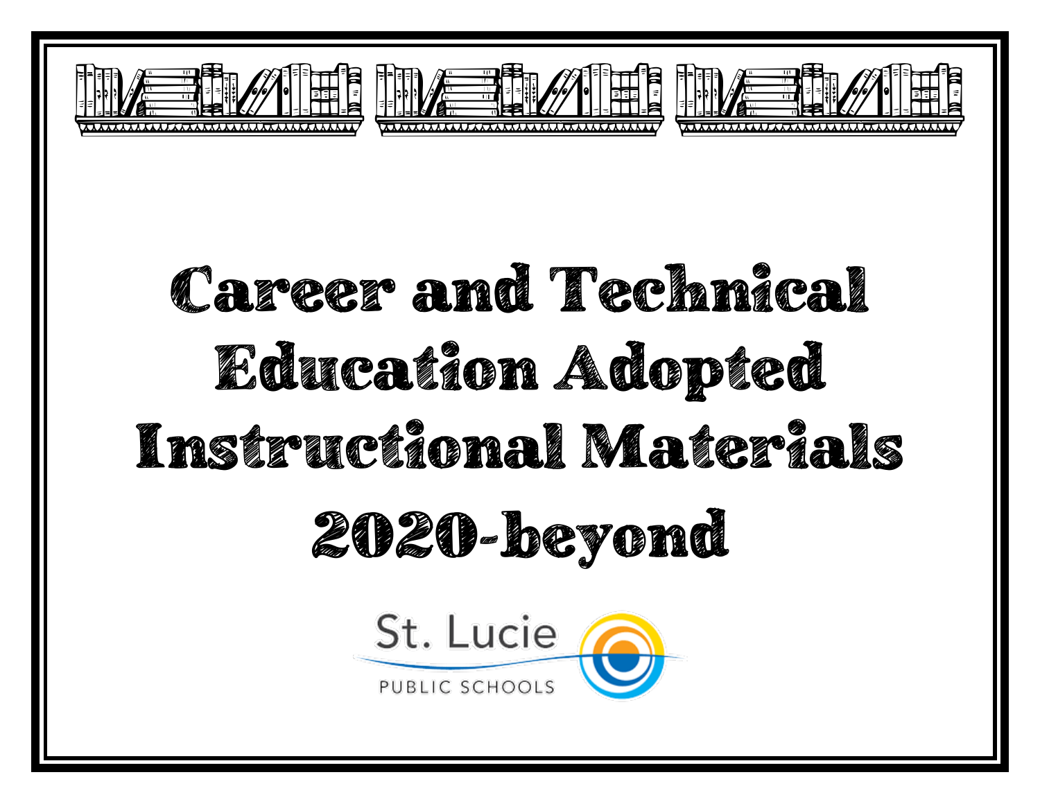# Career and Technical Education Adopted Instructional Materials 2020-beyond

St. Lucie

PUBLIC SCHOOLS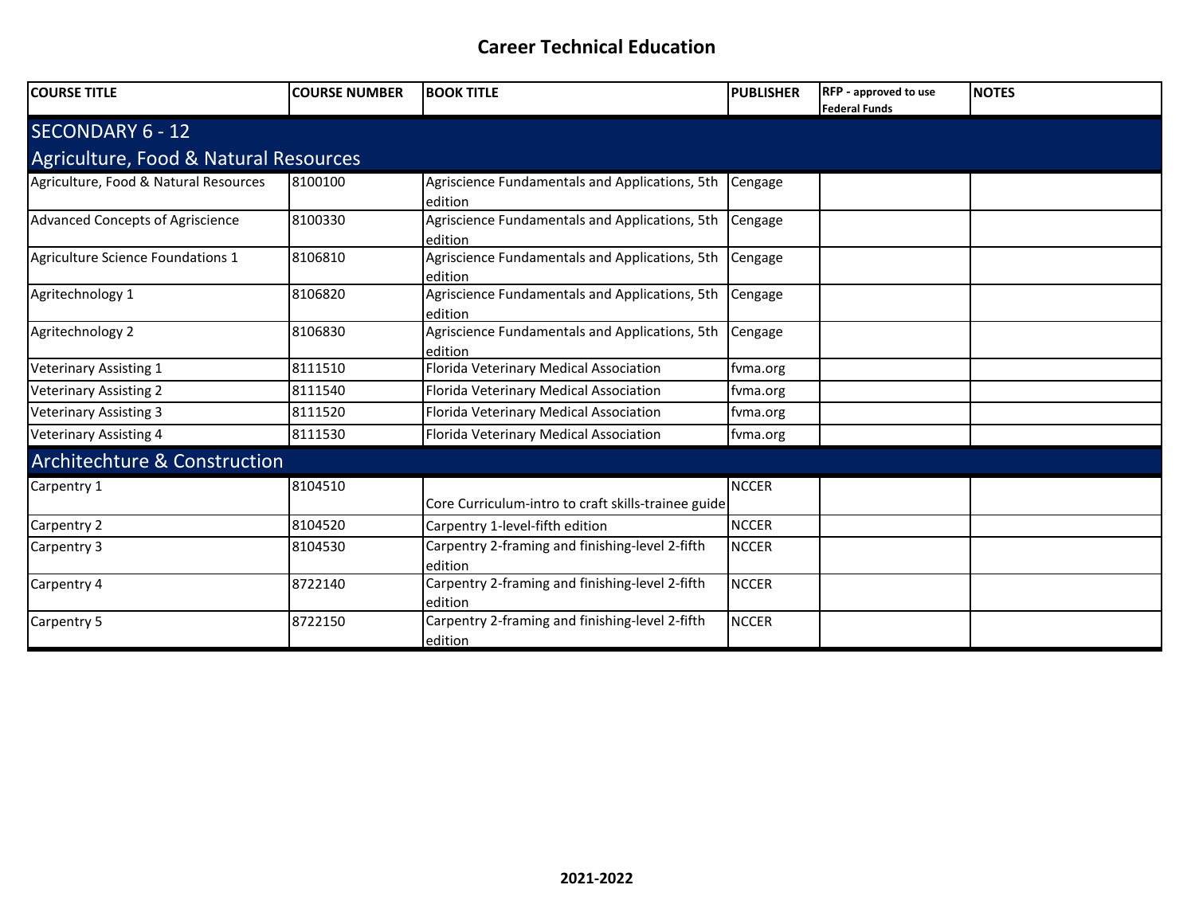# Career Technical Education

| COURSE TITLE | COURSE NUMBER | BOOK TITLE | PUBLISHER | RFP - approved to use Federal Funds | NOTES |
|---|---|---|---|---|---|
| **SECONDARY 6 - 12** | | | | | |
| **Agriculture, Food & Natural Resources** | | | | | |
| Agriculture, Food & Natural Resources | 8100100 | Agriscience Fundamentals and Applications, 5th edition | Cengage | | |
| Advanced Concepts of Agriscience | 8100330 | Agriscience Fundamentals and Applications, 5th edition | Cengage | | |
| Agriculture Science Foundations 1 | 8106810 | Agriscience Fundamentals and Applications, 5th edition | Cengage | | |
| Agritechnology 1 | 8106820 | Agriscience Fundamentals and Applications, 5th edition | Cengage | | |
| Agritechnology 2 | 8106830 | Agriscience Fundamentals and Applications, 5th edition | Cengage | | |
| Veterinary Assisting 1 | 8111510 | Florida Veterinary Medical Association | fvma.org | | |
| Veterinary Assisting 2 | 8111540 | Florida Veterinary Medical Association | fvma.org | | |
| Veterinary Assisting 3 | 8111520 | Florida Veterinary Medical Association | fvma.org | | |
| Veterinary Assisting 4 | 8111530 | Florida Veterinary Medical Association | fvma.org | | |
| **Architechture & Construction** | | | | | |
| Carpentry 1 | 8104510 | Core Curriculum-intro to craft skills-trainee guide | NCCER | | |
| Carpentry 2 | 8104520 | Carpentry 1-level-fifth edition | NCCER | | |
| Carpentry 3 | 8104530 | Carpentry 2-framing and finishing-level 2-fifth edition | NCCER | | |
| Carpentry 4 | 8722140 | Carpentry 2-framing and finishing-level 2-fifth edition | NCCER | | |
| Carpentry 5 | 8722150 | Carpentry 2-framing and finishing-level 2-fifth edition | NCCER | | |

2021-2022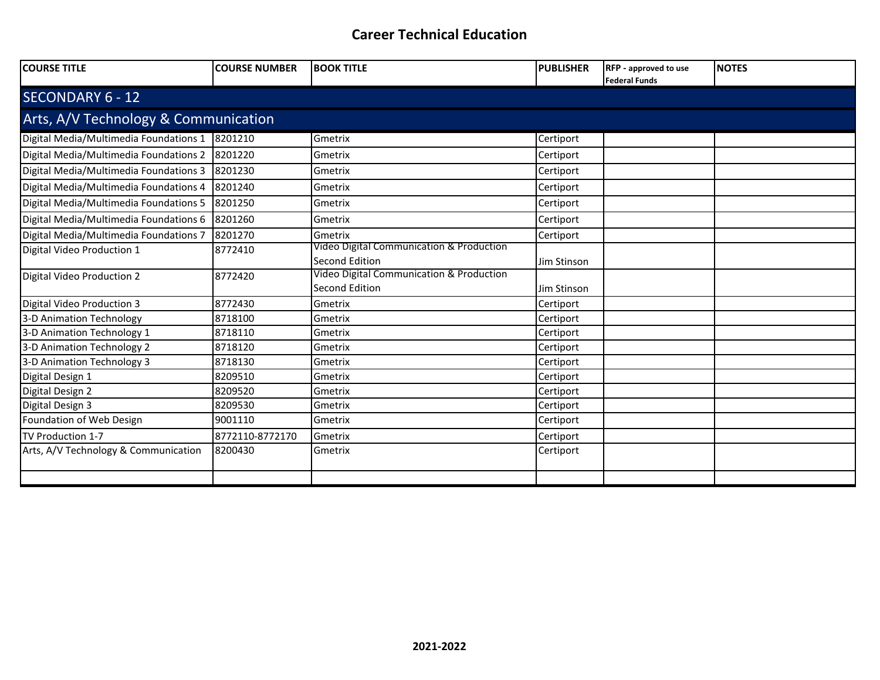# Career Technical Education

| COURSE TITLE | COURSE NUMBER | BOOK TITLE | PUBLISHER | RFP - approved to use Federal Funds | NOTES |
|---|---|---|---|---|---|
| **SECONDARY 6 - 12** | | | | | |
| **Arts, A/V Technology & Communication** | | | | | |
| Digital Media/Multimedia Foundations 1 | 8201210 | Gmetrix | Certiport | | |
| Digital Media/Multimedia Foundations 2 | 8201220 | Gmetrix | Certiport | | |
| Digital Media/Multimedia Foundations 3 | 8201230 | Gmetrix | Certiport | | |
| Digital Media/Multimedia Foundations 4 | 8201240 | Gmetrix | Certiport | | |
| Digital Media/Multimedia Foundations 5 | 8201250 | Gmetrix | Certiport | | |
| Digital Media/Multimedia Foundations 6 | 8201260 | Gmetrix | Certiport | | |
| Digital Media/Multimedia Foundations 7 | 8201270 | Gmetrix | Certiport | | |
| Digital Video Production 1 | 8772410 | Video Digital Communication & Production Second Edition | Jim Stinson | | |
| Digital Video Production 2 | 8772420 | Video Digital Communication & Production Second Edition | Jim Stinson | | |
| Digital Video Production 3 | 8772430 | Gmetrix | Certiport | | |
| 3-D Animation Technology | 8718100 | Gmetrix | Certiport | | |
| 3-D Animation Technology 1 | 8718110 | Gmetrix | Certiport | | |
| 3-D Animation Technology 2 | 8718120 | Gmetrix | Certiport | | |
| 3-D Animation Technology 3 | 8718130 | Gmetrix | Certiport | | |
| Digital Design 1 | 8209510 | Gmetrix | Certiport | | |
| Digital Design 2 | 8209520 | Gmetrix | Certiport | | |
| Digital Design 3 | 8209530 | Gmetrix | Certiport | | |
| Foundation of Web Design | 9001110 | Gmetrix | Certiport | | |
| TV Production 1-7 | 8772110-8772170 | Gmetrix | Certiport | | |
| Arts, A/V Technology & Communication | 8200430 | Gmetrix | Certiport | | |
| | | | | | |

2021-2022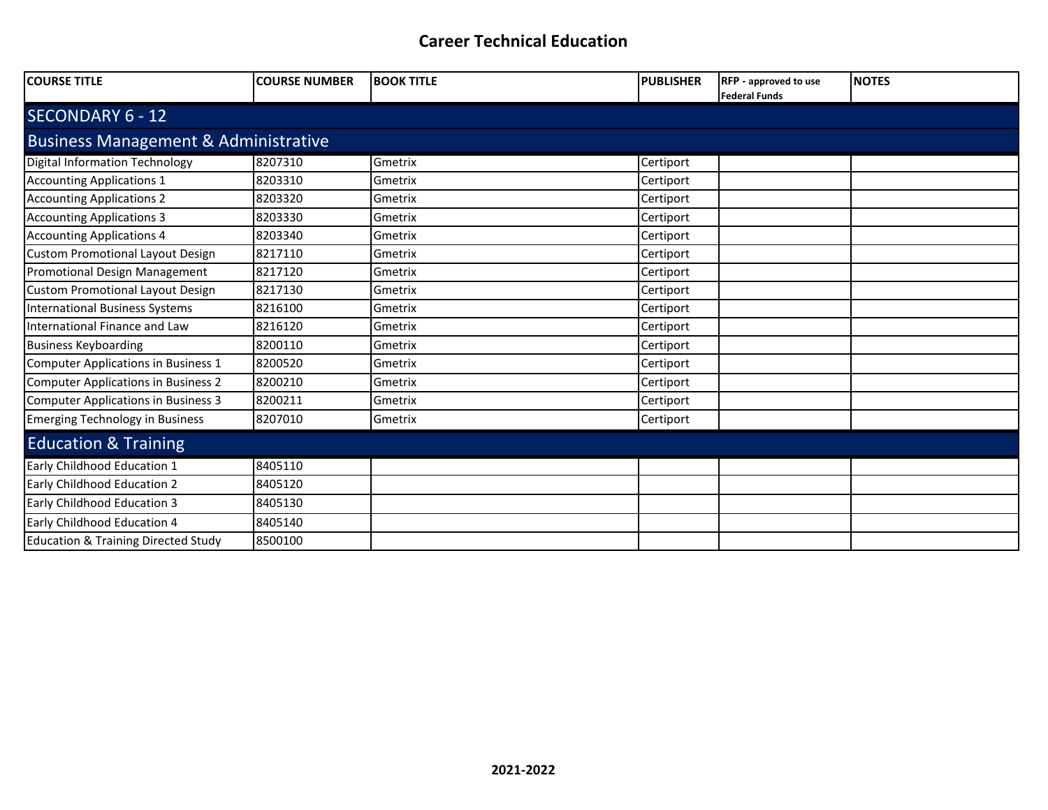# Career Technical Education

| COURSE TITLE | COURSE NUMBER | BOOK TITLE | PUBLISHER | RFP - approved to use Federal Funds | NOTES |
|---|---|---|---|---|---|
| **SECONDARY 6 - 12** | | | | | |
| **Business Management & Administrative** | | | | | |
| Digital Information Technology | 8207310 | Gmetrix | Certiport | | |
| Accounting Applications 1 | 8203310 | Gmetrix | Certiport | | |
| Accounting Applications 2 | 8203320 | Gmetrix | Certiport | | |
| Accounting Applications 3 | 8203330 | Gmetrix | Certiport | | |
| Accounting Applications 4 | 8203340 | Gmetrix | Certiport | | |
| Custom Promotional Layout Design | 8217110 | Gmetrix | Certiport | | |
| Promotional Design Management | 8217120 | Gmetrix | Certiport | | |
| Custom Promotional Layout Design | 8217130 | Gmetrix | Certiport | | |
| International Business Systems | 8216100 | Gmetrix | Certiport | | |
| International Finance and Law | 8216120 | Gmetrix | Certiport | | |
| Business Keyboarding | 8200110 | Gmetrix | Certiport | | |
| Computer Applications in Business 1 | 8200520 | Gmetrix | Certiport | | |
| Computer Applications in Business 2 | 8200210 | Gmetrix | Certiport | | |
| Computer Applications in Business 3 | 8200211 | Gmetrix | Certiport | | |
| Emerging Technology in Business | 8207010 | Gmetrix | Certiport | | |
| **Education & Training** | | | | | |
| Early Childhood Education 1 | 8405110 | | | | |
| Early Childhood Education 2 | 8405120 | | | | |
| Early Childhood Education 3 | 8405130 | | | | |
| Early Childhood Education 4 | 8405140 | | | | |
| Education & Training Directed Study | 8500100 | | | | |

**2021-2022**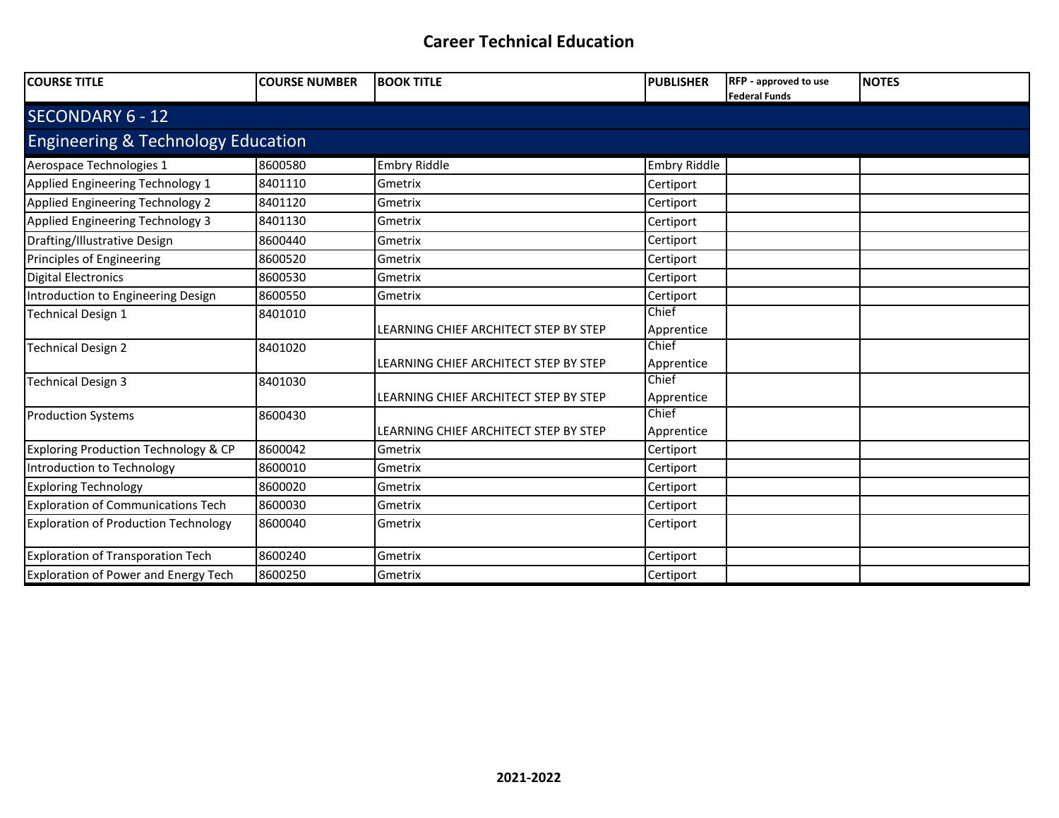# Career Technical Education

| COURSE TITLE | COURSE NUMBER | BOOK TITLE | PUBLISHER | RFP - approved to use Federal Funds | NOTES |
|---|---|---|---|---|---|
| **SECONDARY 6 - 12** | | | | | |
| **Engineering & Technology Education** | | | | | |
| Aerospace Technologies 1 | 8600580 | Embry Riddle | Embry Riddle | | |
| Applied Engineering Technology 1 | 8401110 | Gmetrix | Certiport | | |
| Applied Engineering Technology 2 | 8401120 | Gmetrix | Certiport | | |
| Applied Engineering Technology 3 | 8401130 | Gmetrix | Certiport | | |
| Drafting/Illustrative Design | 8600440 | Gmetrix | Certiport | | |
| Principles of Engineering | 8600520 | Gmetrix | Certiport | | |
| Digital Electronics | 8600530 | Gmetrix | Certiport | | |
| Introduction to Engineering Design | 8600550 | Gmetrix | Certiport | | |
| Technical Design 1 | 8401010 | LEARNING CHIEF ARCHITECT STEP BY STEP | Chief Apprentice | | |
| Technical Design 2 | 8401020 | LEARNING CHIEF ARCHITECT STEP BY STEP | Chief Apprentice | | |
| Technical Design 3 | 8401030 | LEARNING CHIEF ARCHITECT STEP BY STEP | Chief Apprentice | | |
| Production Systems | 8600430 | LEARNING CHIEF ARCHITECT STEP BY STEP | Chief Apprentice | | |
| Exploring Production Technology & CP | 8600042 | Gmetrix | Certiport | | |
| Introduction to Technology | 8600010 | Gmetrix | Certiport | | |
| Exploring Technology | 8600020 | Gmetrix | Certiport | | |
| Exploration of Communications Tech | 8600030 | Gmetrix | Certiport | | |
| Exploration of Production Technology | 8600040 | Gmetrix | Certiport | | |
| Exploration of Transporation Tech | 8600240 | Gmetrix | Certiport | | |
| Exploration of Power and Energy Tech | 8600250 | Gmetrix | Certiport | | |

**2021-2022**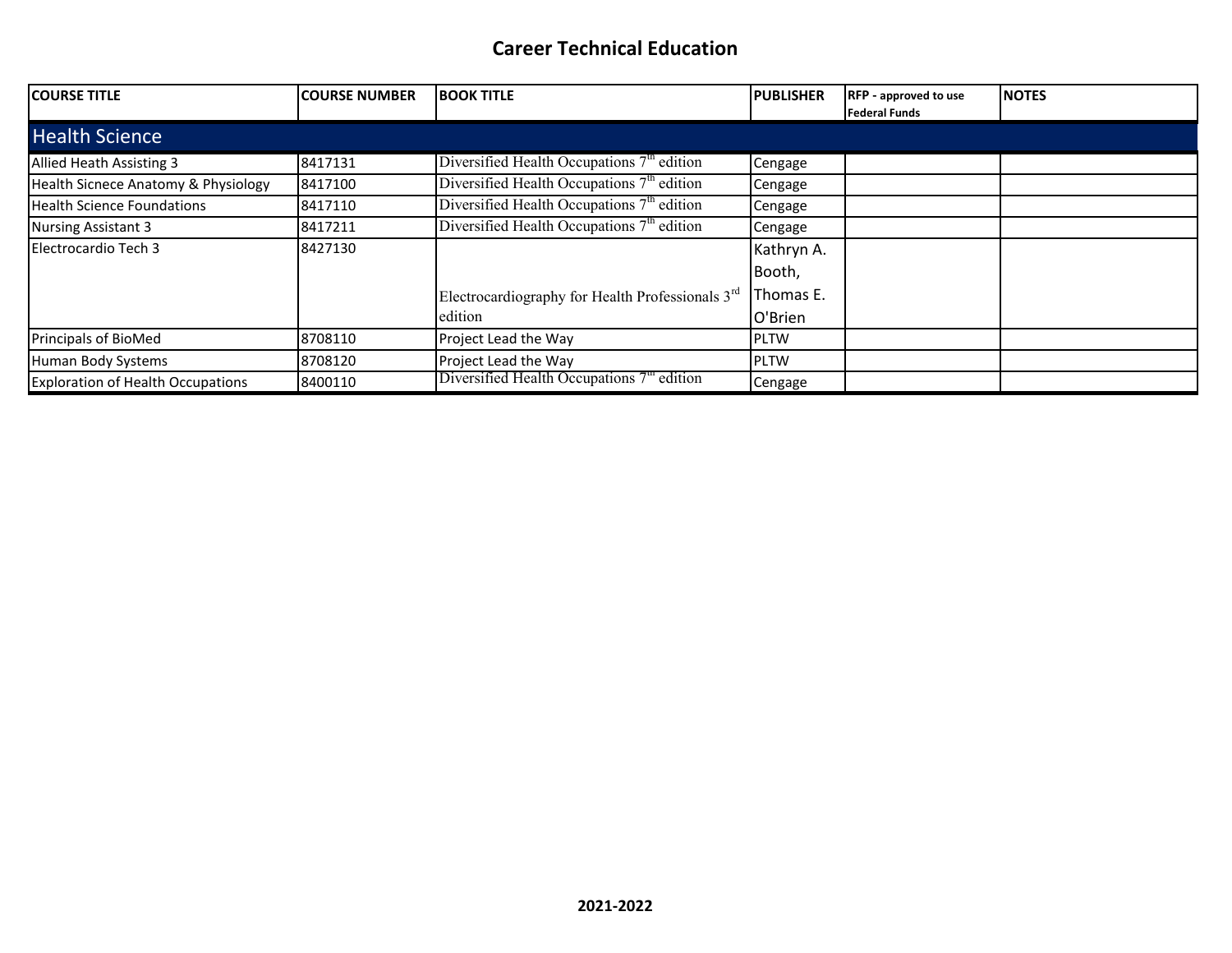# Career Technical Education

| COURSE TITLE | COURSE NUMBER | BOOK TITLE | PUBLISHER | RFP - approved to use Federal Funds | NOTES |
|---|---|---|---|---|---|
| **Health Science** | | | | | |
| Allied Heath Assisting 3 | 8417131 | Diversified Health Occupations 7th edition | Cengage | | |
| Health Sicnece Anatomy & Physiology | 8417100 | Diversified Health Occupations 7th edition | Cengage | | |
| Health Science Foundations | 8417110 | Diversified Health Occupations 7th edition | Cengage | | |
| Nursing Assistant 3 | 8417211 | Diversified Health Occupations 7th edition | Cengage | | |
| Electrocardio Tech 3 | 8427130 | Electrocardiography for Health Professionals 3rd edition | Kathryn A. Booth, Thomas E. O'Brien | | |
| Principals of BioMed | 8708110 | Project Lead the Way | PLTW | | |
| Human Body Systems | 8708120 | Project Lead the Way | PLTW | | |
| Exploration of Health Occupations | 8400110 | Diversified Health Occupations 7th edition | Cengage | | |

2021-2022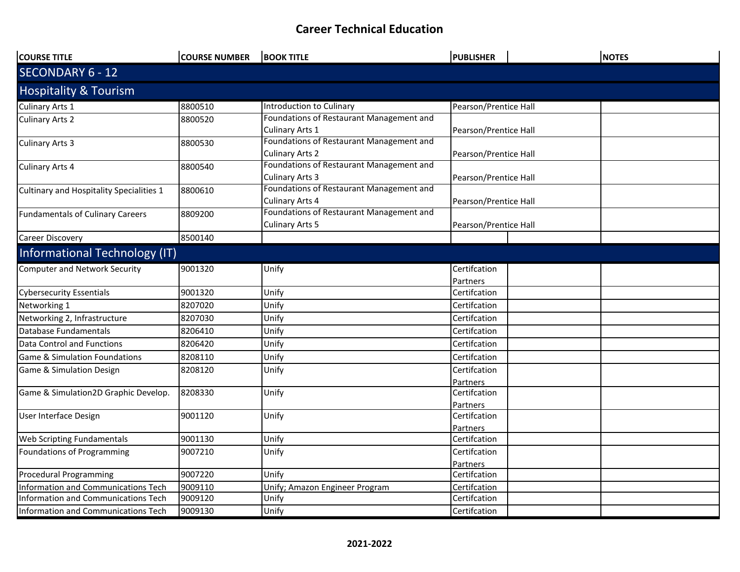# Career Technical Education

| COURSE TITLE | COURSE NUMBER | BOOK TITLE | PUBLISHER | | NOTES |
|---|---|---|---|---|---|
| SECONDARY 6 - 12 | | | | | |
| Hospitality & Tourism | | | | | |
| Culinary Arts 1 | 8800510 | Introduction to Culinary | Pearson/Prentice Hall | | |
| Culinary Arts 2 | 8800520 | Foundations of Restaurant Management and Culinary Arts 1 | Pearson/Prentice Hall | | |
| Culinary Arts 3 | 8800530 | Foundations of Restaurant Management and Culinary Arts 2 | Pearson/Prentice Hall | | |
| Culinary Arts 4 | 8800540 | Foundations of Restaurant Management and Culinary Arts 3 | Pearson/Prentice Hall | | |
| Cultinary and Hospitality Specialities 1 | 8800610 | Foundations of Restaurant Management and Culinary Arts 4 | Pearson/Prentice Hall | | |
| Fundamentals of Culinary Careers | 8809200 | Foundations of Restaurant Management and Culinary Arts 5 | Pearson/Prentice Hall | | |
| Career Discovery | 8500140 | | | | |
| Informational Technology (IT) | | | | | |
| Computer and Network Security | 9001320 | Unify | Certifcation Partners | | |
| Cybersecurity Essentials | 9001320 | Unify | Certifcation | | |
| Networking 1 | 8207020 | Unify | Certifcation | | |
| Networking 2, Infrastructure | 8207030 | Unify | Certifcation | | |
| Database Fundamentals | 8206410 | Unify | Certifcation | | |
| Data Control and Functions | 8206420 | Unify | Certifcation | | |
| Game & Simulation Foundations | 8208110 | Unify | Certifcation | | |
| Game & Simulation Design | 8208120 | Unify | Certifcation Partners | | |
| Game & Simulation2D Graphic Develop. | 8208330 | Unify | Certifcation Partners | | |
| User Interface Design | 9001120 | Unify | Certifcation Partners | | |
| Web Scripting Fundamentals | 9001130 | Unify | Certifcation | | |
| Foundations of Programming | 9007210 | Unify | Certifcation Partners | | |
| Procedural Programming | 9007220 | Unify | Certifcation | | |
| Information and Communications Tech | 9009110 | Unify; Amazon Engineer Program | Certifcation | | |
| Information and Communications Tech | 9009120 | Unify | Certifcation | | |
| Information and Communications Tech | 9009130 | Unify | Certifcation | | |

2021-2022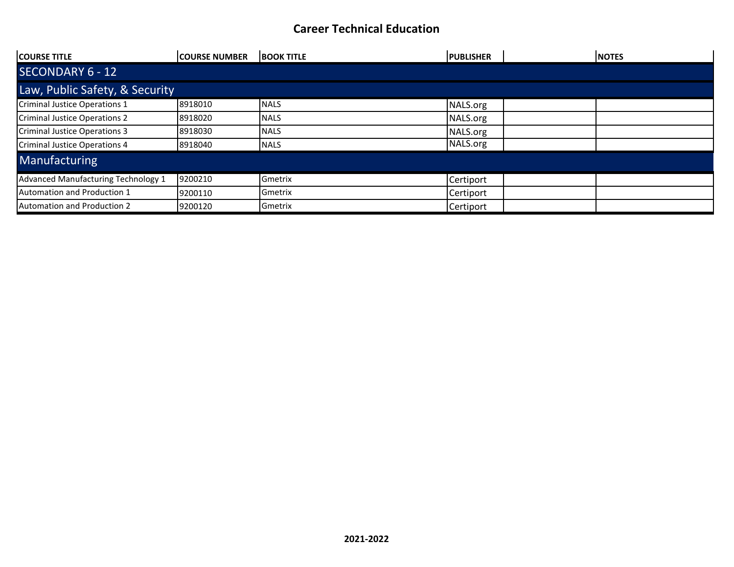# Career Technical Education

| COURSE TITLE | COURSE NUMBER | BOOK TITLE | PUBLISHER | | NOTES |
|---|---|---|---|---|---|
| SECONDARY 6 - 12 | | | | | |
| Law, Public Safety, & Security | | | | | |
| Criminal Justice Operations 1 | 8918010 | NALS | NALS.org | | |
| Criminal Justice Operations 2 | 8918020 | NALS | NALS.org | | |
| Criminal Justice Operations 3 | 8918030 | NALS | NALS.org | | |
| Criminal Justice Operations 4 | 8918040 | NALS | NALS.org | | |
| Manufacturing | | | | | |
| Advanced Manufacturing Technology 1 | 9200210 | Gmetrix | Certiport | | |
| Automation and Production 1 | 9200110 | Gmetrix | Certiport | | |
| Automation and Production 2 | 9200120 | Gmetrix | Certiport | | |

2021-2022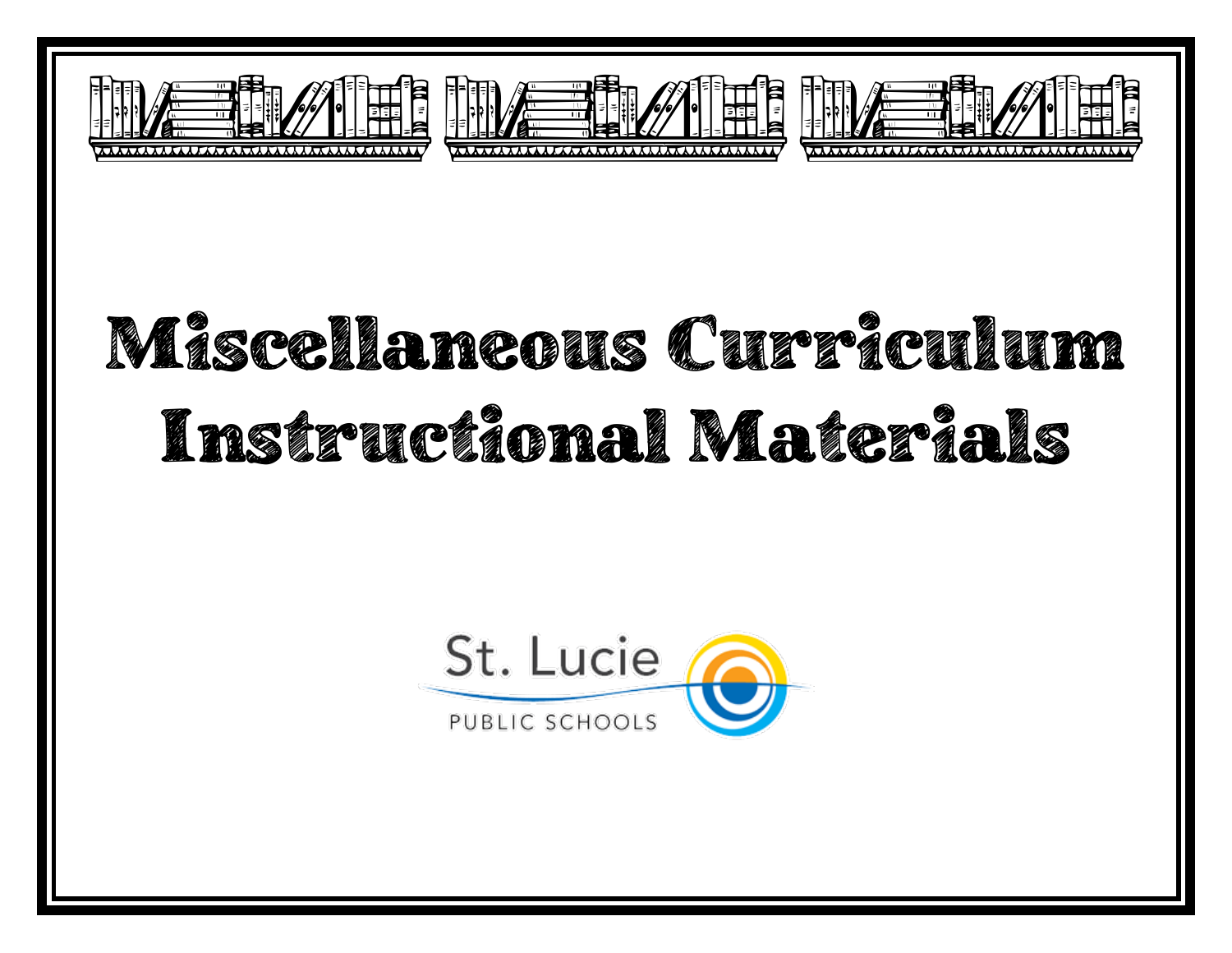# Miscellaneous Curriculum Instructional Materials

St. Lucie
PUBLIC SCHOOLS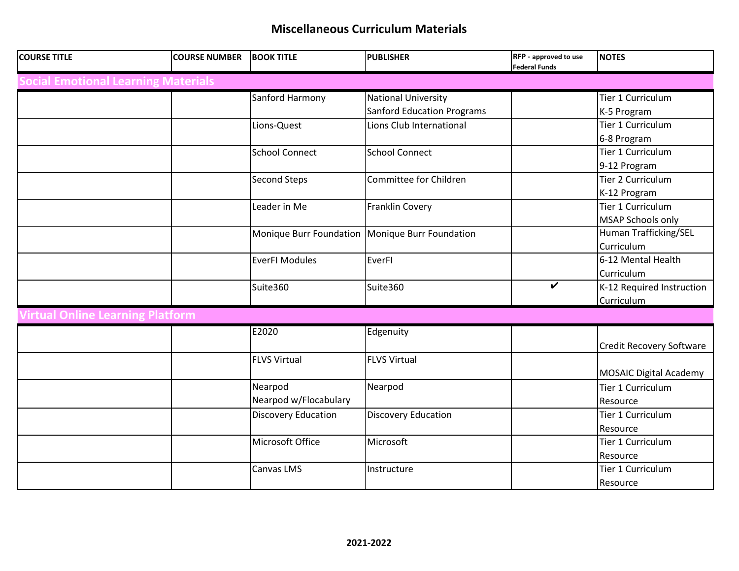# Miscellaneous Curriculum Materials

| COURSE TITLE | COURSE NUMBER | BOOK TITLE | PUBLISHER | RFP - approved to use Federal Funds | NOTES |
|---|---|---|---|---|---|
| **Social Emotional Learning Materials** | | | | | |
| | | Sanford Harmony | National University Sanford Education Programs | | Tier 1 Curriculum K-5 Program |
| | | Lions-Quest | Lions Club International | | Tier 1 Curriculum 6-8 Program |
| | | School Connect | School Connect | | Tier 1 Curriculum 9-12 Program |
| | | Second Steps | Committee for Children | | Tier 2 Curriculum K-12 Program |
| | | Leader in Me | Franklin Covery | | Tier 1 Curriculum MSAP Schools only |
| | | Monique Burr Foundation | Monique Burr Foundation | | Human Trafficking/SEL Curriculum |
| | | EverFI Modules | EverFI | | 6-12 Mental Health Curriculum |
| | | Suite360 | Suite360 | ✔ | K-12 Required Instruction Curriculum |
| **Virtual Online Learning Platform** | | | | | |
| | | E2020 | Edgenuity | | Credit Recovery Software |
| | | FLVS Virtual | FLVS Virtual | | MOSAIC Digital Academy |
| | | Nearpod Nearpod w/Flocabulary | Nearpod | | Tier 1 Curriculum Resource |
| | | Discovery Education | Discovery Education | | Tier 1 Curriculum Resource |
| | | Microsoft Office | Microsoft | | Tier 1 Curriculum Resource |
| | | Canvas LMS | Instructure | | Tier 1 Curriculum Resource |

**2021-2022**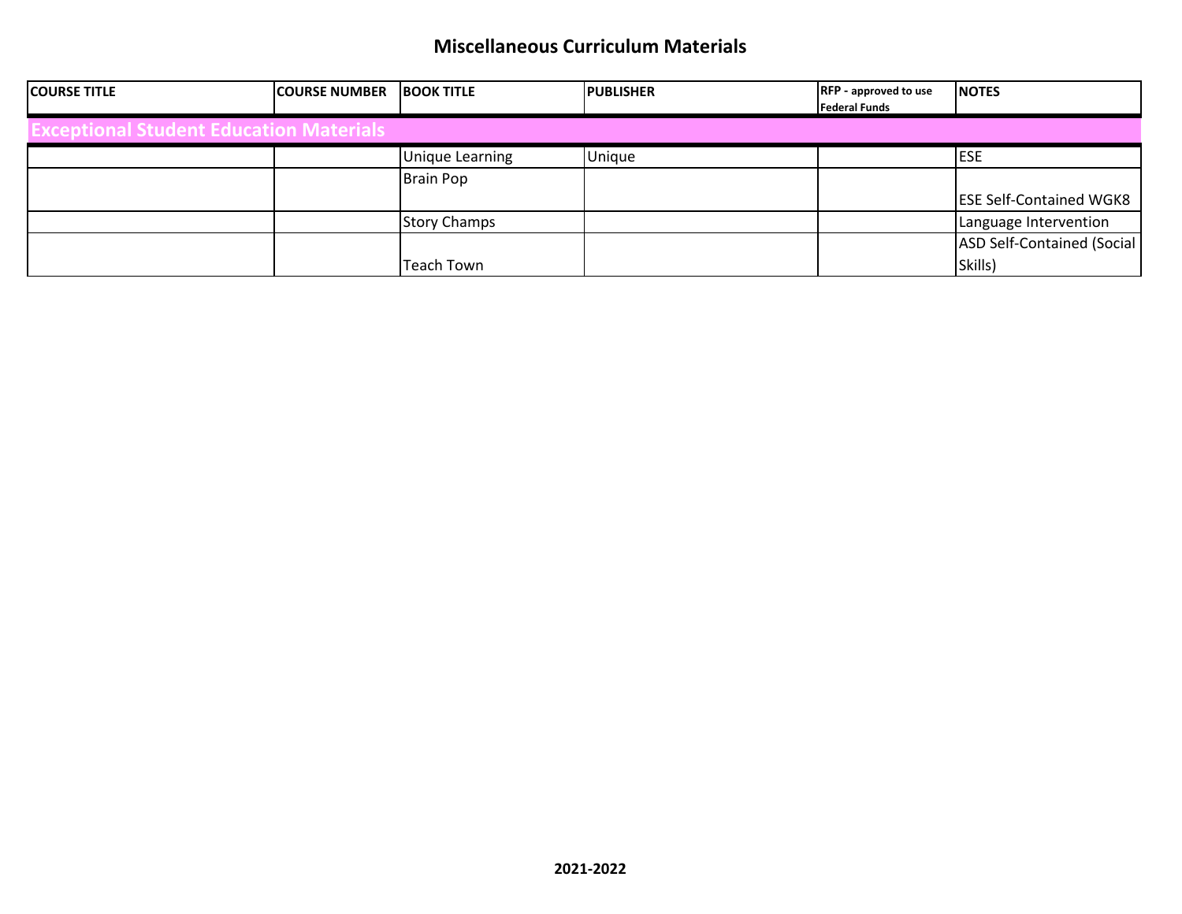# Miscellaneous Curriculum Materials

| COURSE TITLE | COURSE NUMBER | BOOK TITLE | PUBLISHER | RFP - approved to use Federal Funds | NOTES |
|---|---|---|---|---|---|
| **Exceptional Student Education Materials** | | | | | |
| | | Unique Learning | Unique | | ESE |
| | | Brain Pop | | | ESE Self-Contained WGK8 |
| | | Story Champs | | | Language Intervention |
| | | Teach Town | | | ASD Self-Contained (Social Skills) |

**2021-2022**